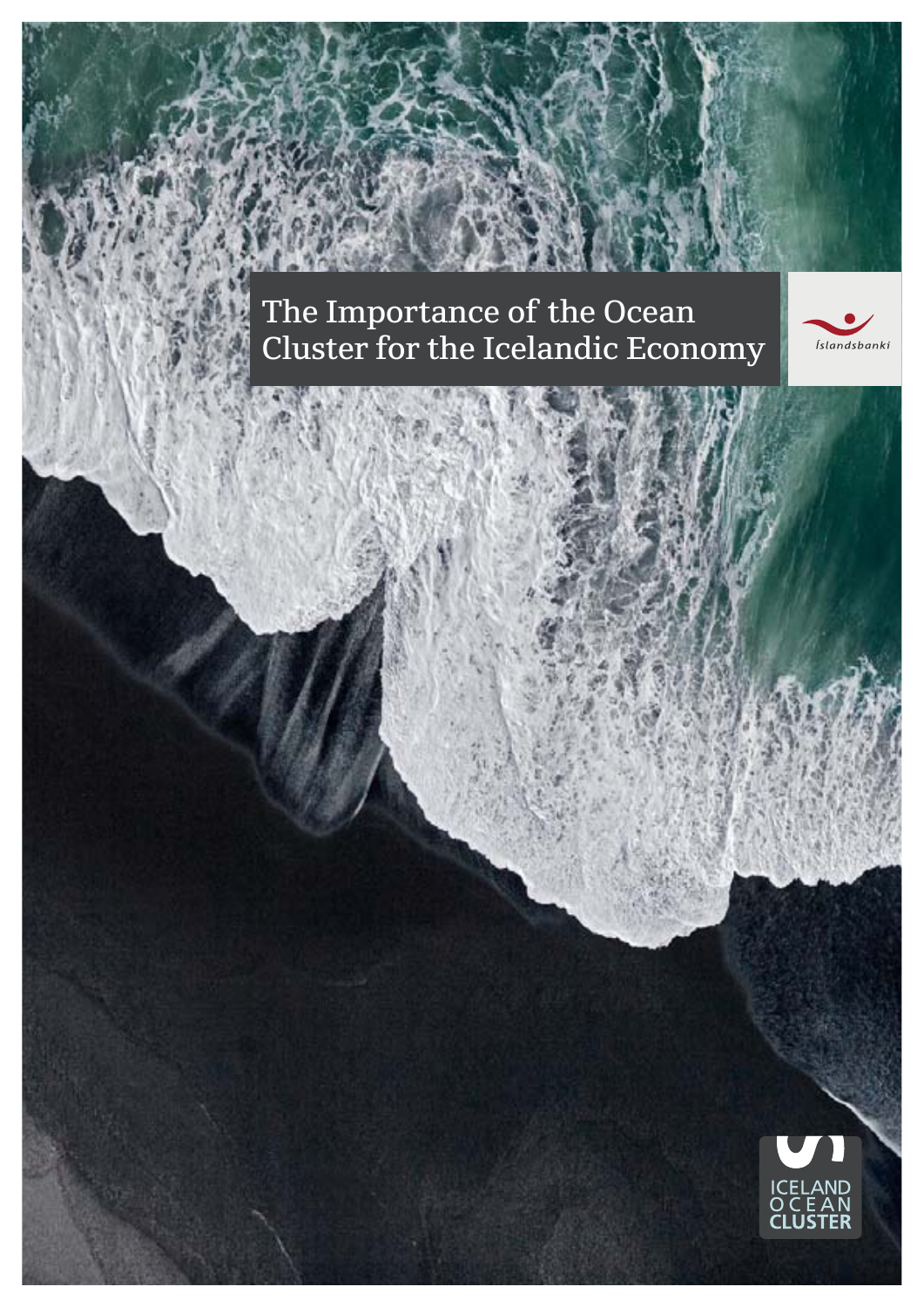# The Importance of the Ocean Cluster for the Icelandic Economy

Íslandsbanki

ICELAND OCEAN CLUSTER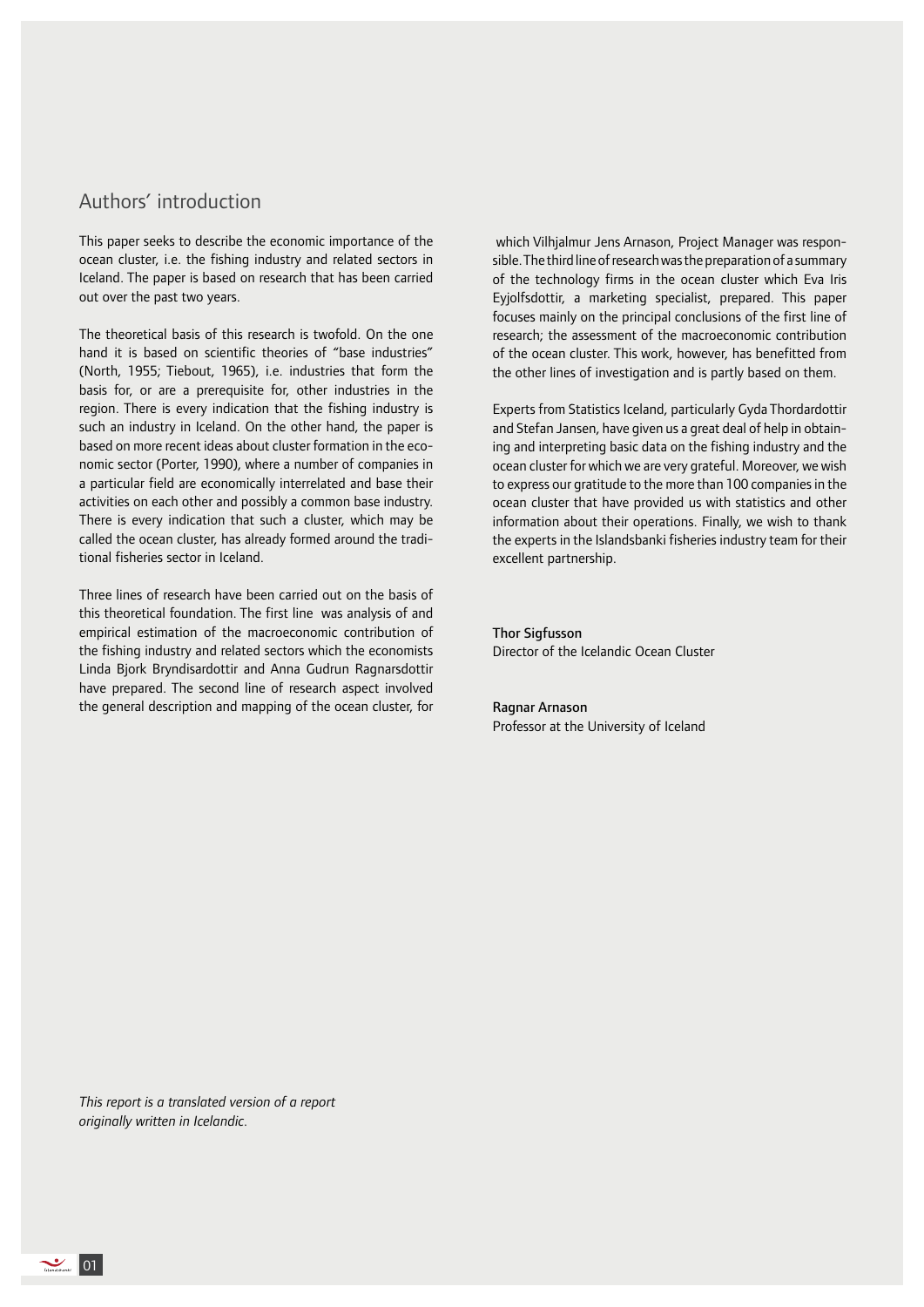## Authors' introduction

This paper seeks to describe the economic importance of the ocean cluster, i.e. the fishing industry and related sectors in Iceland. The paper is based on research that has been carried out over the past two years.

The theoretical basis of this research is twofold. On the one hand it is based on scientific theories of "base industries" (North, 1955; Tiebout, 1965), i.e. industries that form the basis for, or are a prerequisite for, other industries in the region. There is every indication that the fishing industry is such an industry in Iceland. On the other hand, the paper is based on more recent ideas about cluster formation in the economic sector (Porter, 1990), where a number of companies in a particular field are economically interrelated and base their activities on each other and possibly a common base industry. There is every indication that such a cluster, which may be called the ocean cluster, has already formed around the traditional fisheries sector in Iceland.

Three lines of research have been carried out on the basis of this theoretical foundation. The first line was analysis of and empirical estimation of the macroeconomic contribution of the fishing industry and related sectors which the economists Linda Bjork Bryndisardottir and Anna Gudrun Ragnarsdottir have prepared. The second line of research aspect involved the general description and mapping of the ocean cluster, for which Vilhjalmur Jens Arnason, Project Manager was responsible. The third line of research was the preparation of a summary of the technology firms in the ocean cluster which Eva Iris Eyjolfsdottir, a marketing specialist, prepared. This paper focuses mainly on the principal conclusions of the first line of research; the assessment of the macroeconomic contribution of the ocean cluster. This work, however, has benefitted from the other lines of investigation and is partly based on them.

Experts from Statistics Iceland, particularly Gyda Thordardottir and Stefan Jansen, have given us a great deal of help in obtaining and interpreting basic data on the fishing industry and the ocean cluster for which we are very grateful. Moreover, we wish to express our gratitude to the more than 100 companies in the ocean cluster that have provided us with statistics and other information about their operations. Finally, we wish to thank the experts in the Islandsbanki fisheries industry team for their excellent partnership.

**Thor Sigfusson**
Director of the Icelandic Ocean Cluster

**Ragnar Arnason**
Professor at the University of Iceland

*This report is a translated version of a report originally written in Icelandic.*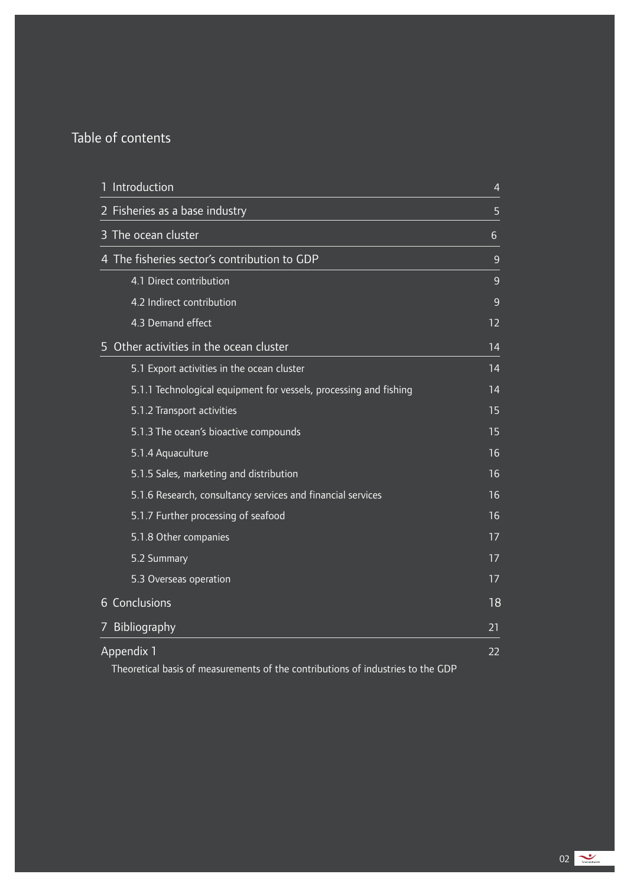# Table of contents

| | |
|---|---|
| 1 Introduction | 4 |
| 2 Fisheries as a base industry | 5 |
| 3 The ocean cluster | 6 |
| 4 The fisheries sector's contribution to GDP | 9 |
| 4.1 Direct contribution | 9 |
| 4.2 Indirect contribution | 9 |
| 4.3 Demand effect | 12 |
| 5 Other activities in the ocean cluster | 14 |
| 5.1 Export activities in the ocean cluster | 14 |
| 5.1.1 Technological equipment for vessels, processing and fishing | 14 |
| 5.1.2 Transport activities | 15 |
| 5.1.3 The ocean's bioactive compounds | 15 |
| 5.1.4 Aquaculture | 16 |
| 5.1.5 Sales, marketing and distribution | 16 |
| 5.1.6 Research, consultancy services and financial services | 16 |
| 5.1.7 Further processing of seafood | 16 |
| 5.1.8 Other companies | 17 |
| 5.2 Summary | 17 |
| 5.3 Overseas operation | 17 |
| 6 Conclusions | 18 |
| 7 Bibliography | 21 |
| Appendix 1 | 22 |
| Theoretical basis of measurements of the contributions of industries to the GDP | |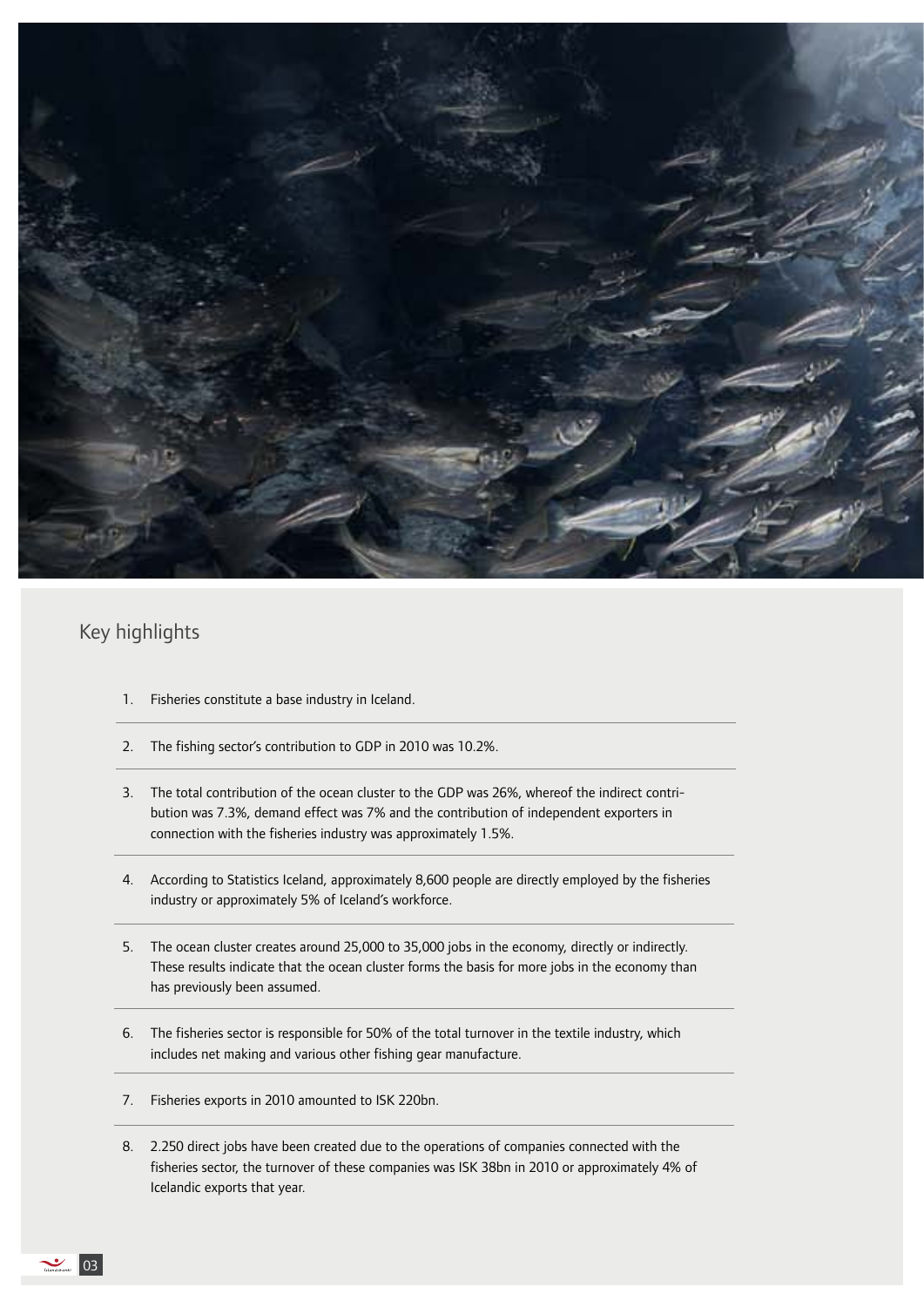## Key highlights

1. Fisheries constitute a base industry in Iceland.
2. The fishing sector's contribution to GDP in 2010 was 10.2%.
3. The total contribution of the ocean cluster to the GDP was 26%, whereof the indirect contribution was 7.3%, demand effect was 7% and the contribution of independent exporters in connection with the fisheries industry was approximately 1.5%.
4. According to Statistics Iceland, approximately 8,600 people are directly employed by the fisheries industry or approximately 5% of Iceland's workforce.
5. The ocean cluster creates around 25,000 to 35,000 jobs in the economy, directly or indirectly. These results indicate that the ocean cluster forms the basis for more jobs in the economy than has previously been assumed.
6. The fisheries sector is responsible for 50% of the total turnover in the textile industry, which includes net making and various other fishing gear manufacture.
7. Fisheries exports in 2010 amounted to ISK 220bn.
8. 2.250 direct jobs have been created due to the operations of companies connected with the fisheries sector, the turnover of these companies was ISK 38bn in 2010 or approximately 4% of Icelandic exports that year.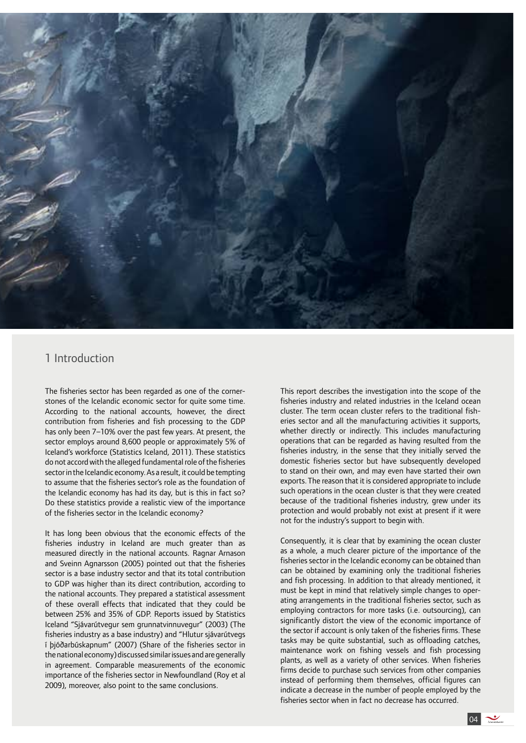# 1 Introduction

The fisheries sector has been regarded as one of the cornerstones of the Icelandic economic sector for quite some time. According to the national accounts, however, the direct contribution from fisheries and fish processing to the GDP has only been 7–10% over the past few years. At present, the sector employs around 8,600 people or approximately 5% of Iceland's workforce (Statistics Iceland, 2011). These statistics do not accord with the alleged fundamental role of the fisheries sector in the Icelandic economy. As a result, it could be tempting to assume that the fisheries sector's role as the foundation of the Icelandic economy has had its day, but is this in fact so? Do these statistics provide a realistic view of the importance of the fisheries sector in the Icelandic economy?

It has long been obvious that the economic effects of the fisheries industry in Iceland are much greater than as measured directly in the national accounts. Ragnar Arnason and Sveinn Agnarsson (2005) pointed out that the fisheries sector is a base industry sector and that its total contribution to GDP was higher than its direct contribution, according to the national accounts. They prepared a statistical assessment of these overall effects that indicated that they could be between 25% and 35% of GDP. Reports issued by Statistics Iceland "Sjávarútvegur sem grunnatvinnuvegur" (2003) (The fisheries industry as a base industry) and "Hlutur sjávarútvegs í þjóðarbúskapnum" (2007) (Share of the fisheries sector in the national economy) discussed similar issues and are generally in agreement. Comparable measurements of the economic importance of the fisheries sector in Newfoundland (Roy et al 2009), moreover, also point to the same conclusions.

This report describes the investigation into the scope of the fisheries industry and related industries in the Iceland ocean cluster. The term ocean cluster refers to the traditional fisheries sector and all the manufacturing activities it supports, whether directly or indirectly. This includes manufacturing operations that can be regarded as having resulted from the fisheries industry, in the sense that they initially served the domestic fisheries sector but have subsequently developed to stand on their own, and may even have started their own exports. The reason that it is considered appropriate to include such operations in the ocean cluster is that they were created because of the traditional fisheries industry, grew under its protection and would probably not exist at present if it were not for the industry's support to begin with.

Consequently, it is clear that by examining the ocean cluster as a whole, a much clearer picture of the importance of the fisheries sector in the Icelandic economy can be obtained than can be obtained by examining only the traditional fisheries and fish processing. In addition to that already mentioned, it must be kept in mind that relatively simple changes to operating arrangements in the traditional fisheries sector, such as employing contractors for more tasks (i.e. outsourcing), can significantly distort the view of the economic importance of the sector if account is only taken of the fisheries firms. These tasks may be quite substantial, such as offloading catches, maintenance work on fishing vessels and fish processing plants, as well as a variety of other services. When fisheries firms decide to purchase such services from other companies instead of performing them themselves, official figures can indicate a decrease in the number of people employed by the fisheries sector when in fact no decrease has occurred.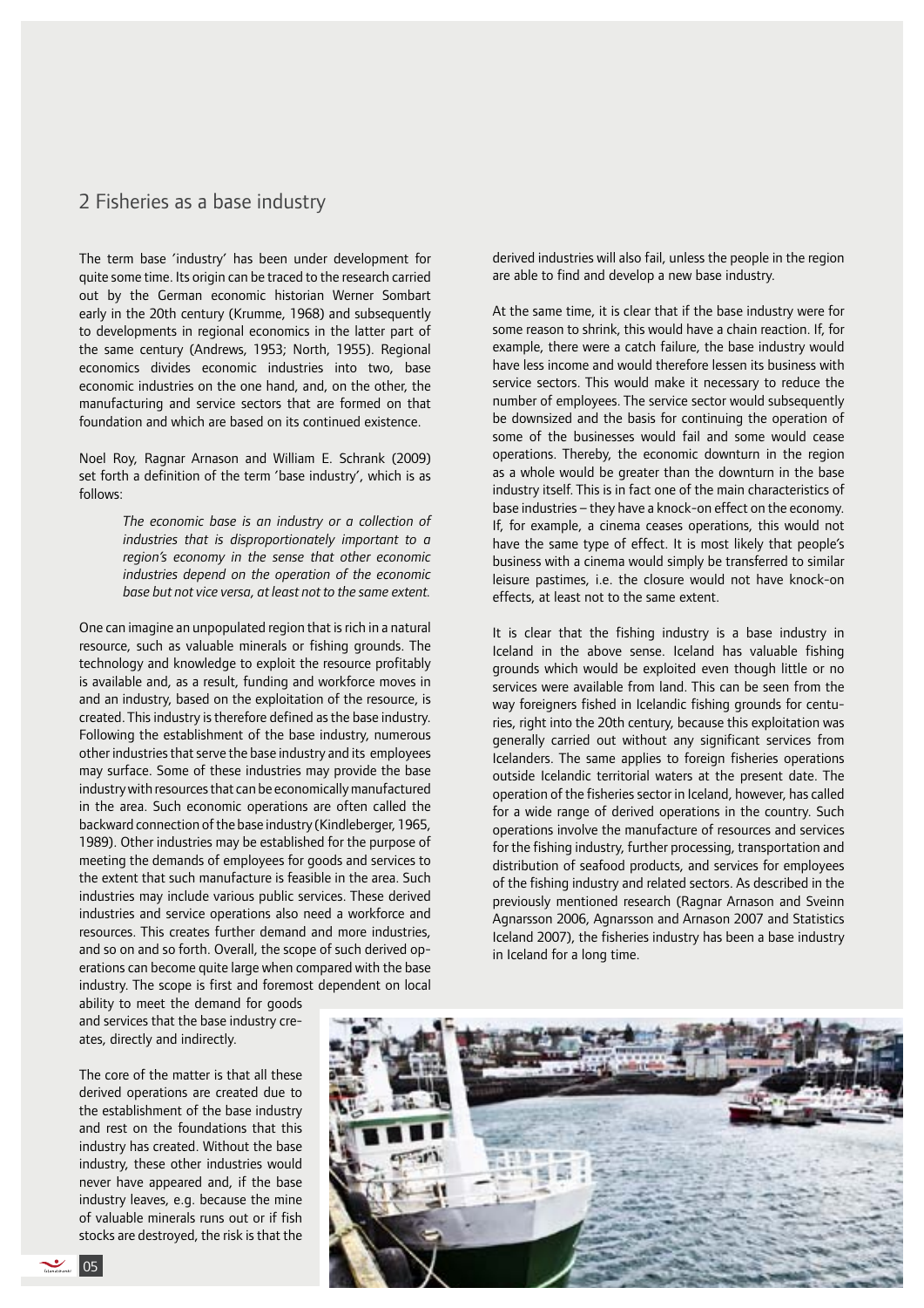## 2 Fisheries as a base industry

The term base 'industry' has been under development for quite some time. Its origin can be traced to the research carried out by the German economic historian Werner Sombart early in the 20th century (Krumme, 1968) and subsequently to developments in regional economics in the latter part of the same century (Andrews, 1953; North, 1955). Regional economics divides economic industries into two, base economic industries on the one hand, and, on the other, the manufacturing and service sectors that are formed on that foundation and which are based on its continued existence.

Noel Roy, Ragnar Arnason and William E. Schrank (2009) set forth a definition of the term 'base industry', which is as follows:

> *The economic base is an industry or a collection of industries that is disproportionately important to a region's economy in the sense that other economic industries depend on the operation of the economic base but not vice versa, at least not to the same extent.*

One can imagine an unpopulated region that is rich in a natural resource, such as valuable minerals or fishing grounds. The technology and knowledge to exploit the resource profitably is available and, as a result, funding and workforce moves in and an industry, based on the exploitation of the resource, is created. This industry is therefore defined as the base industry. Following the establishment of the base industry, numerous other industries that serve the base industry and its employees may surface. Some of these industries may provide the base industry with resources that can be economically manufactured in the area. Such economic operations are often called the backward connection of the base industry (Kindleberger, 1965, 1989). Other industries may be established for the purpose of meeting the demands of employees for goods and services to the extent that such manufacture is feasible in the area. Such industries may include various public services. These derived industries and service operations also need a workforce and resources. This creates further demand and more industries, and so on and so forth. Overall, the scope of such derived operations can become quite large when compared with the base industry. The scope is first and foremost dependent on local ability to meet the demand for goods and services that the base industry creates, directly and indirectly.

The core of the matter is that all these derived operations are created due to the establishment of the base industry and rest on the foundations that this industry has created. Without the base industry, these other industries would never have appeared and, if the base industry leaves, e.g. because the mine of valuable minerals runs out or if fish stocks are destroyed, the risk is that the derived industries will also fail, unless the people in the region are able to find and develop a new base industry.

At the same time, it is clear that if the base industry were for some reason to shrink, this would have a chain reaction. If, for example, there were a catch failure, the base industry would have less income and would therefore lessen its business with service sectors. This would make it necessary to reduce the number of employees. The service sector would subsequently be downsized and the basis for continuing the operation of some of the businesses would fail and some would cease operations. Thereby, the economic downturn in the region as a whole would be greater than the downturn in the base industry itself. This is in fact one of the main characteristics of base industries – they have a knock-on effect on the economy. If, for example, a cinema ceases operations, this would not have the same type of effect. It is most likely that people's business with a cinema would simply be transferred to similar leisure pastimes, i.e. the closure would not have knock-on effects, at least not to the same extent.

It is clear that the fishing industry is a base industry in Iceland in the above sense. Iceland has valuable fishing grounds which would be exploited even though little or no services were available from land. This can be seen from the way foreigners fished in Icelandic fishing grounds for centuries, right into the 20th century, because this exploitation was generally carried out without any significant services from Icelanders. The same applies to foreign fisheries operations outside Icelandic territorial waters at the present date. The operation of the fisheries sector in Iceland, however, has called for a wide range of derived operations in the country. Such operations involve the manufacture of resources and services for the fishing industry, further processing, transportation and distribution of seafood products, and services for employees of the fishing industry and related sectors. As described in the previously mentioned research (Ragnar Arnason and Sveinn Agnarsson 2006, Agnarsson and Arnason 2007 and Statistics Iceland 2007), the fisheries industry has been a base industry in Iceland for a long time.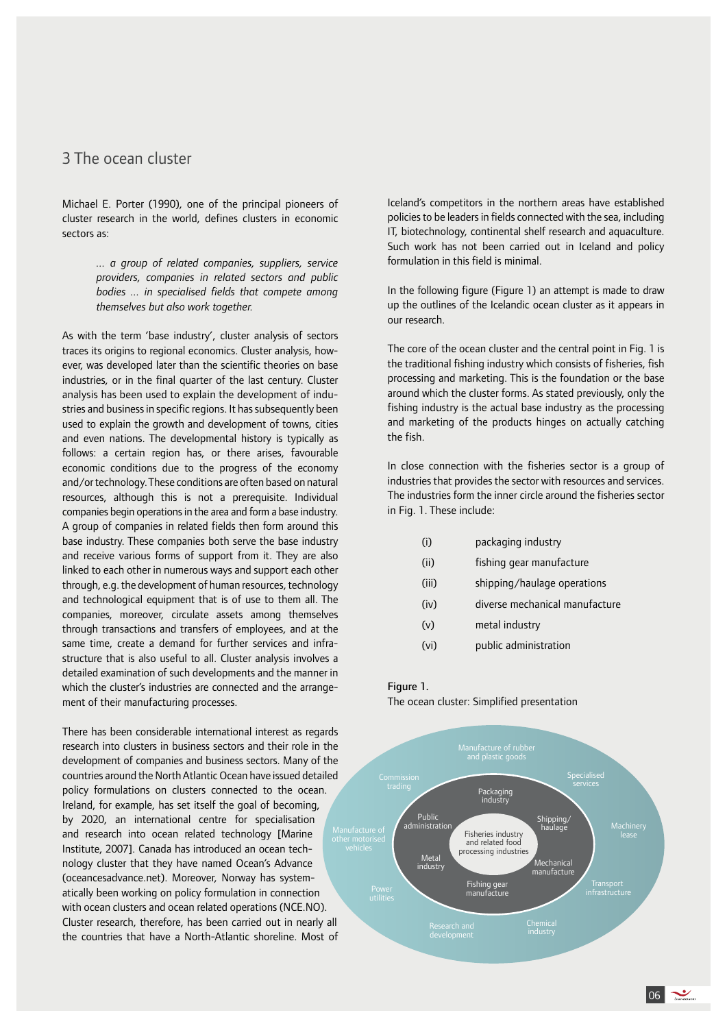## 3 The ocean cluster

Michael E. Porter (1990), one of the principal pioneers of cluster research in the world, defines clusters in economic sectors as:

> *… a group of related companies, suppliers, service providers, companies in related sectors and public bodies … in specialised fields that compete among themselves but also work together.*

As with the term 'base industry', cluster analysis of sectors traces its origins to regional economics. Cluster analysis, however, was developed later than the scientific theories on base industries, or in the final quarter of the last century. Cluster analysis has been used to explain the development of industries and business in specific regions. It has subsequently been used to explain the growth and development of towns, cities and even nations. The developmental history is typically as follows: a certain region has, or there arises, favourable economic conditions due to the progress of the economy and/or technology. These conditions are often based on natural resources, although this is not a prerequisite. Individual companies begin operations in the area and form a base industry. A group of companies in related fields then form around this base industry. These companies both serve the base industry and receive various forms of support from it. They are also linked to each other in numerous ways and support each other through, e.g. the development of human resources, technology and technological equipment that is of use to them all. The companies, moreover, circulate assets among themselves through transactions and transfers of employees, and at the same time, create a demand for further services and infrastructure that is also useful to all. Cluster analysis involves a detailed examination of such developments and the manner in which the cluster's industries are connected and the arrangement of their manufacturing processes.

There has been considerable international interest as regards research into clusters in business sectors and their role in the development of companies and business sectors. Many of the countries around the North Atlantic Ocean have issued detailed policy formulations on clusters connected to the ocean. Ireland, for example, has set itself the goal of becoming, by 2020, an international centre for specialisation and research into ocean related technology [Marine Institute, 2007]. Canada has introduced an ocean technology cluster that they have named Ocean's Advance (oceancesadvance.net). Moreover, Norway has systematically been working on policy formulation in connection with ocean clusters and ocean related operations (NCE.NO). Cluster research, therefore, has been carried out in nearly all the countries that have a North-Atlantic shoreline. Most of Iceland's competitors in the northern areas have established policies to be leaders in fields connected with the sea, including IT, biotechnology, continental shelf research and aquaculture. Such work has not been carried out in Iceland and policy formulation in this field is minimal.

In the following figure (Figure 1) an attempt is made to draw up the outlines of the Icelandic ocean cluster as it appears in our research.

The core of the ocean cluster and the central point in Fig. 1 is the traditional fishing industry which consists of fisheries, fish processing and marketing. This is the foundation or the base around which the cluster forms. As stated previously, only the fishing industry is the actual base industry as the processing and marketing of the products hinges on actually catching the fish.

In close connection with the fisheries sector is a group of industries that provides the sector with resources and services. The industries form the inner circle around the fisheries sector in Fig. 1. These include:

| | |
|---|---|
| (i) | packaging industry |
| (ii) | fishing gear manufacture |
| (iii) | shipping/haulage operations |
| (iv) | diverse mechanical manufacture |
| (v) | metal industry |
| (vi) | public administration |

Figure 1.
The ocean cluster: Simplified presentation

Fisheries industry and related food processing industries

Packaging industry · Shipping/haulage · Mechanical manufacture · Fishing gear manufacture · Metal industry · Public administration

Manufacture of rubber and plastic goods · Specialised services · Machinery lease · Transport infrastructure · Chemical industry · Research and development · Power utilities · Manufacture of other motorised vehicles · Commission trading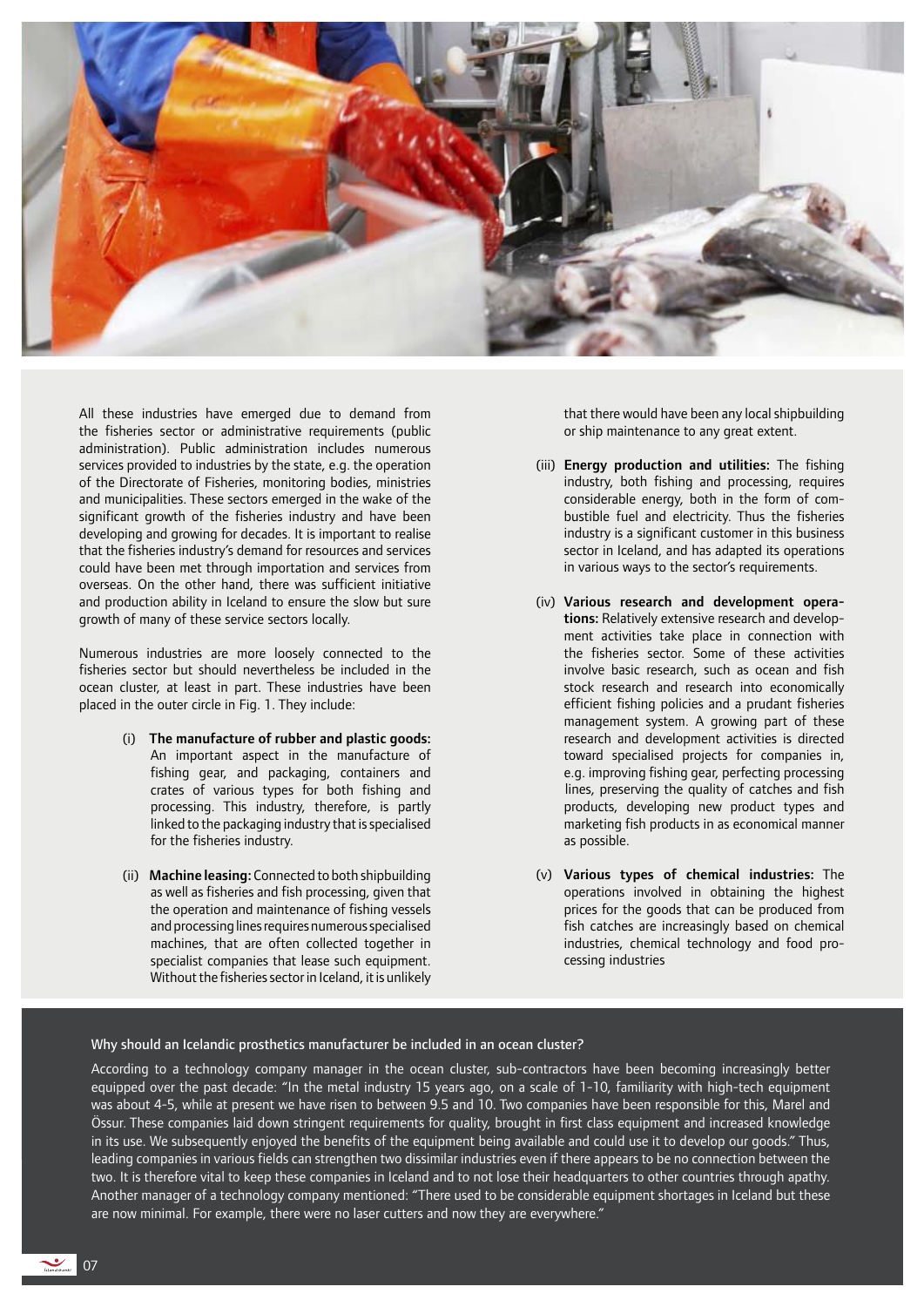All these industries have emerged due to demand from the fisheries sector or administrative requirements (public administration). Public administration includes numerous services provided to industries by the state, e.g. the operation of the Directorate of Fisheries, monitoring bodies, ministries and municipalities. These sectors emerged in the wake of the significant growth of the fisheries industry and have been developing and growing for decades. It is important to realise that the fisheries industry's demand for resources and services could have been met through importation and services from overseas. On the other hand, there was sufficient initiative and production ability in Iceland to ensure the slow but sure growth of many of these service sectors locally.

Numerous industries are more loosely connected to the fisheries sector but should nevertheless be included in the ocean cluster, at least in part. These industries have been placed in the outer circle in Fig. 1. They include:

(i) **The manufacture of rubber and plastic goods:** An important aspect in the manufacture of fishing gear, and packaging, containers and crates of various types for both fishing and processing. This industry, therefore, is partly linked to the packaging industry that is specialised for the fisheries industry.

(ii) **Machine leasing:** Connected to both shipbuilding as well as fisheries and fish processing, given that the operation and maintenance of fishing vessels and processing lines requires numerous specialised machines, that are often collected together in specialist companies that lease such equipment. Without the fisheries sector in Iceland, it is unlikely that there would have been any local shipbuilding or ship maintenance to any great extent.

(iii) **Energy production and utilities:** The fishing industry, both fishing and processing, requires considerable energy, both in the form of combustible fuel and electricity. Thus the fisheries industry is a significant customer in this business sector in Iceland, and has adapted its operations in various ways to the sector's requirements.

(iv) **Various research and development operations:** Relatively extensive research and development activities take place in connection with the fisheries sector. Some of these activities involve basic research, such as ocean and fish stock research and research into economically efficient fishing policies and a prudant fisheries management system. A growing part of these research and development activities is directed toward specialised projects for companies in, e.g. improving fishing gear, perfecting processing lines, preserving the quality of catches and fish products, developing new product types and marketing fish products in as economical manner as possible.

(v) **Various types of chemical industries:** The operations involved in obtaining the highest prices for the goods that can be produced from fish catches are increasingly based on chemical industries, chemical technology and food processing industries

### Why should an Icelandic prosthetics manufacturer be included in an ocean cluster?

According to a technology company manager in the ocean cluster, sub-contractors have been becoming increasingly better equipped over the past decade: "In the metal industry 15 years ago, on a scale of 1-10, familiarity with high-tech equipment was about 4-5, while at present we have risen to between 9.5 and 10. Two companies have been responsible for this, Marel and Össur. These companies laid down stringent requirements for quality, brought in first class equipment and increased knowledge in its use. We subsequently enjoyed the benefits of the equipment being available and could use it to develop our goods." Thus, leading companies in various fields can strengthen two dissimilar industries even if there appears to be no connection between the two. It is therefore vital to keep these companies in Iceland and to not lose their headquarters to other countries through apathy. Another manager of a technology company mentioned: "There used to be considerable equipment shortages in Iceland but these are now minimal. For example, there were no laser cutters and now they are everywhere."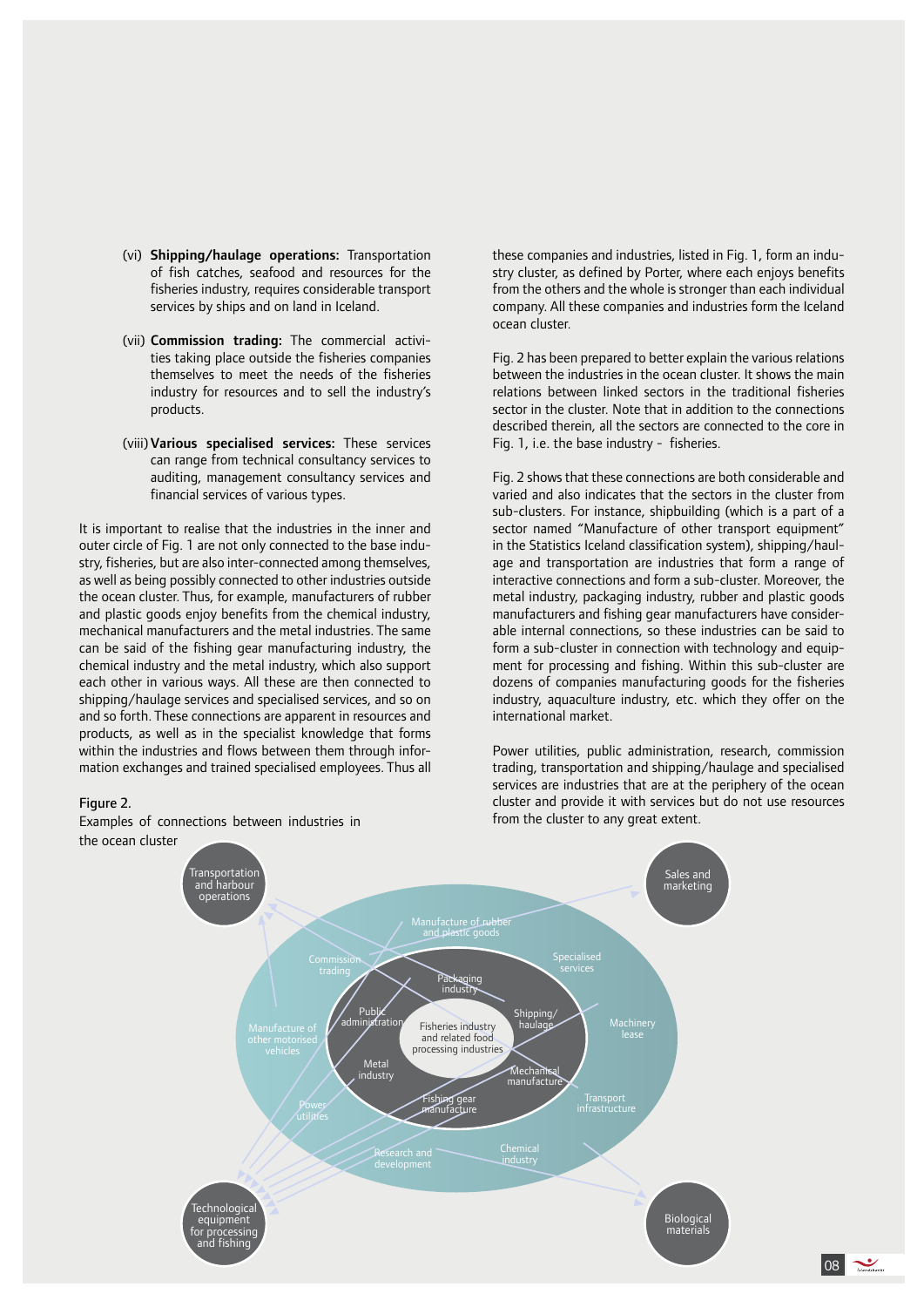(vi) **Shipping/haulage operations:** Transportation of fish catches, seafood and resources for the fisheries industry, requires considerable transport services by ships and on land in Iceland.

(vii) **Commission trading:** The commercial activities taking place outside the fisheries companies themselves to meet the needs of the fisheries industry for resources and to sell the industry's products.

(viii) **Various specialised services:** These services can range from technical consultancy services to auditing, management consultancy services and financial services of various types.

It is important to realise that the industries in the inner and outer circle of Fig. 1 are not only connected to the base industry, fisheries, but are also inter-connected among themselves, as well as being possibly connected to other industries outside the ocean cluster. Thus, for example, manufacturers of rubber and plastic goods enjoy benefits from the chemical industry, mechanical manufacturers and the metal industries. The same can be said of the fishing gear manufacturing industry, the chemical industry and the metal industry, which also support each other in various ways. All these are then connected to shipping/haulage services and specialised services, and so on and so forth. These connections are apparent in resources and products, as well as in the specialist knowledge that forms within the industries and flows between them through information exchanges and trained specialised employees. Thus all these companies and industries, listed in Fig. 1, form an industry cluster, as defined by Porter, where each enjoys benefits from the others and the whole is stronger than each individual company. All these companies and industries form the Iceland ocean cluster.

Fig. 2 has been prepared to better explain the various relations between the industries in the ocean cluster. It shows the main relations between linked sectors in the traditional fisheries sector in the cluster. Note that in addition to the connections described therein, all the sectors are connected to the core in Fig. 1, i.e. the base industry - fisheries.

Fig. 2 shows that these connections are both considerable and varied and also indicates that the sectors in the cluster from sub-clusters. For instance, shipbuilding (which is a part of a sector named "Manufacture of other transport equipment" in the Statistics Iceland classification system), shipping/haulage and transportation are industries that form a range of interactive connections and form a sub-cluster. Moreover, the metal industry, packaging industry, rubber and plastic goods manufacturers and fishing gear manufacturers have considerable internal connections, so these industries can be said to form a sub-cluster in connection with technology and equipment for processing and fishing. Within this sub-cluster are dozens of companies manufacturing goods for the fisheries industry, aquaculture industry, etc. which they offer on the international market.

Power utilities, public administration, research, commission trading, transportation and shipping/haulage and specialised services are industries that are at the periphery of the ocean cluster and provide it with services but do not use resources from the cluster to any great extent.

Figure 2.
Examples of connections between industries in the ocean cluster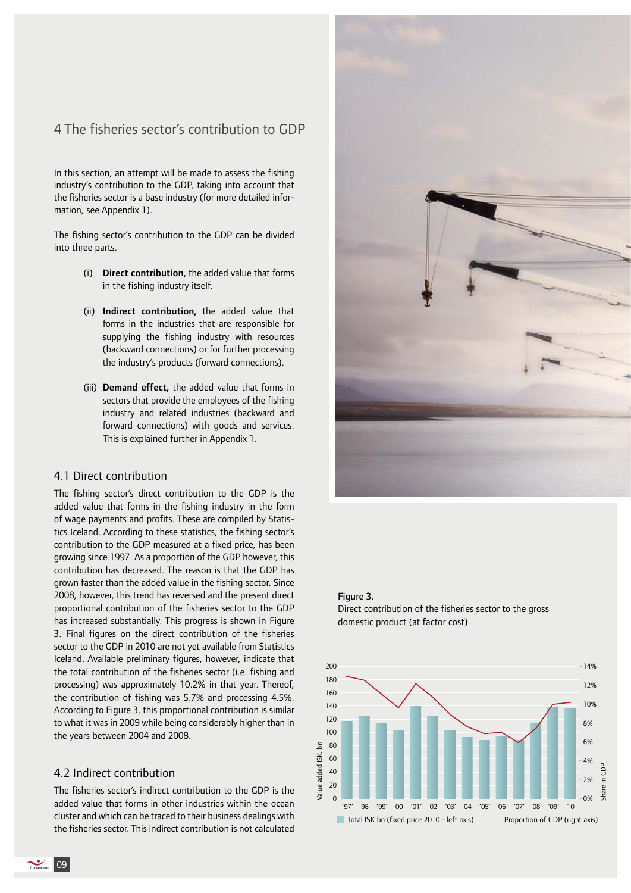# 4 The fisheries sector's contribution to GDP

In this section, an attempt will be made to assess the fishing industry's contribution to the GDP, taking into account that the fisheries sector is a base industry (for more detailed information, see Appendix 1).

The fishing sector's contribution to the GDP can be divided into three parts.

(i) **Direct contribution,** the added value that forms in the fishing industry itself.

(ii) **Indirect contribution,** the added value that forms in the industries that are responsible for supplying the fishing industry with resources (backward connections) or for further processing the industry's products (forward connections).

(iii) **Demand effect,** the added value that forms in sectors that provide the employees of the fishing industry and related industries (backward and forward connections) with goods and services. This is explained further in Appendix 1.

## 4.1 Direct contribution

The fishing sector's direct contribution to the GDP is the added value that forms in the fishing industry in the form of wage payments and profits. These are compiled by Statistics Iceland. According to these statistics, the fishing sector's contribution to the GDP measured at a fixed price, has been growing since 1997. As a proportion of the GDP however, this contribution has decreased. The reason is that the GDP has grown faster than the added value in the fishing sector. Since 2008, however, this trend has reversed and the present direct proportional contribution of the fisheries sector to the GDP has increased substantially. This progress is shown in Figure 3. Final figures on the direct contribution of the fisheries sector to the GDP in 2010 are not yet available from Statistics Iceland. Available preliminary figures, however, indicate that the total contribution of the fisheries sector (i.e. fishing and processing) was approximately 10.2% in that year. Thereof, the contribution of fishing was 5.7% and processing 4.5%. According to Figure 3, this proportional contribution is similar to what it was in 2009 while being considerably higher than in the years between 2004 and 2008.

## 4.2 Indirect contribution

The fisheries sector's indirect contribution to the GDP is the added value that forms in other industries within the ocean cluster and which can be traced to their business dealings with the fisheries sector. This indirect contribution is not calculated

Figure 3.
Direct contribution of the fisheries sector to the gross domestic product (at factor cost)

Total ISK bn (fixed price 2010 - left axis) — Proportion of GDP (right axis)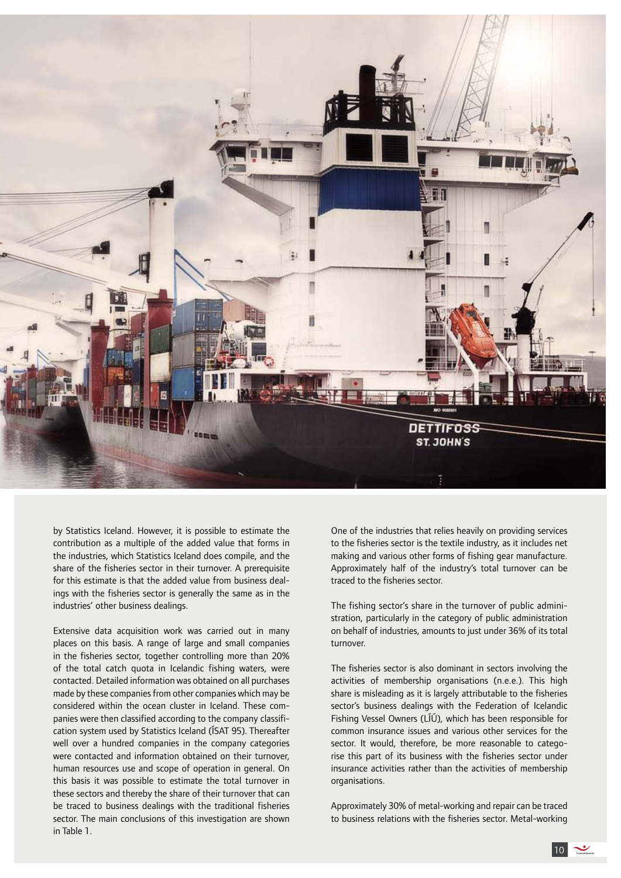by Statistics Iceland. However, it is possible to estimate the contribution as a multiple of the added value that forms in the industries, which Statistics Iceland does compile, and the share of the fisheries sector in their turnover. A prerequisite for this estimate is that the added value from business dealings with the fisheries sector is generally the same as in the industries' other business dealings.

Extensive data acquisition work was carried out in many places on this basis. A range of large and small companies in the fisheries sector, together controlling more than 20% of the total catch quota in Icelandic fishing waters, were contacted. Detailed information was obtained on all purchases made by these companies from other companies which may be considered within the ocean cluster in Iceland. These companies were then classified according to the company classification system used by Statistics Iceland (ÍSAT 95). Thereafter well over a hundred companies in the company categories were contacted and information obtained on their turnover, human resources use and scope of operation in general. On this basis it was possible to estimate the total turnover in these sectors and thereby the share of their turnover that can be traced to business dealings with the traditional fisheries sector. The main conclusions of this investigation are shown in Table 1.

One of the industries that relies heavily on providing services to the fisheries sector is the textile industry, as it includes net making and various other forms of fishing gear manufacture. Approximately half of the industry's total turnover can be traced to the fisheries sector.

The fishing sector's share in the turnover of public administration, particularly in the category of public administration on behalf of industries, amounts to just under 36% of its total turnover.

The fisheries sector is also dominant in sectors involving the activities of membership organisations (n.e.e.). This high share is misleading as it is largely attributable to the fisheries sector's business dealings with the Federation of Icelandic Fishing Vessel Owners (LÍÚ), which has been responsible for common insurance issues and various other services for the sector. It would, therefore, be more reasonable to categorise this part of its business with the fisheries sector under insurance activities rather than the activities of membership organisations.

Approximately 30% of metal-working and repair can be traced to business relations with the fisheries sector. Metal-working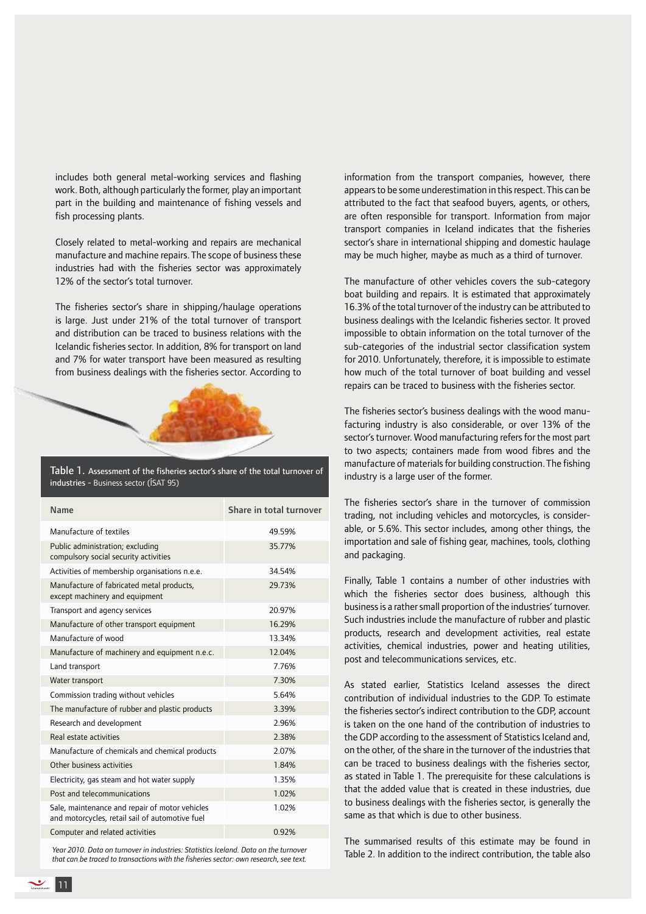includes both general metal-working services and flashing work. Both, although particularly the former, play an important part in the building and maintenance of fishing vessels and fish processing plants.

Closely related to metal-working and repairs are mechanical manufacture and machine repairs. The scope of business these industries had with the fisheries sector was approximately 12% of the sector's total turnover.

The fisheries sector's share in shipping/haulage operations is large. Just under 21% of the total turnover of transport and distribution can be traced to business relations with the Icelandic fisheries sector. In addition, 8% for transport on land and 7% for water transport have been measured as resulting from business dealings with the fisheries sector. According to information from the transport companies, however, there appears to be some underestimation in this respect. This can be attributed to the fact that seafood buyers, agents, or others, are often responsible for transport. Information from major transport companies in Iceland indicates that the fisheries sector's share in international shipping and domestic haulage may be much higher, maybe as much as a third of turnover.

**Table 1.** Assessment of the fisheries sector's share of the total turnover of industries - Business sector (ÍSAT 95)

| Name | Share in total turnover |
|---|---|
| Manufacture of textiles | 49.59% |
| Public administration; excluding compulsory social security activities | 35.77% |
| Activities of membership organisations n.e.e. | 34.54% |
| Manufacture of fabricated metal products, except machinery and equipment | 29.73% |
| Transport and agency services | 20.97% |
| Manufacture of other transport equipment | 16.29% |
| Manufacture of wood | 13.34% |
| Manufacture of machinery and equipment n.e.c. | 12.04% |
| Land transport | 7.76% |
| Water transport | 7.30% |
| Commission trading without vehicles | 5.64% |
| The manufacture of rubber and plastic products | 3.39% |
| Research and development | 2.96% |
| Real estate activities | 2.38% |
| Manufacture of chemicals and chemical products | 2.07% |
| Other business activities | 1.84% |
| Electricity, gas steam and hot water supply | 1.35% |
| Post and telecommunications | 1.02% |
| Sale, maintenance and repair of motor vehicles and motorcycles, retail sail of automotive fuel | 1.02% |
| Computer and related activities | 0.92% |

*Year 2010. Data on turnover in industries: Statistics Iceland. Data on the turnover that can be traced to transactions with the fisheries sector: own research, see text.*

The manufacture of other vehicles covers the sub-category boat building and repairs. It is estimated that approximately 16.3% of the total turnover of the industry can be attributed to business dealings with the Icelandic fisheries sector. It proved impossible to obtain information on the total turnover of the sub-categories of the industrial sector classification system for 2010. Unfortunately, therefore, it is impossible to estimate how much of the total turnover of boat building and vessel repairs can be traced to business with the fisheries sector.

The fisheries sector's business dealings with the wood manufacturing industry is also considerable, or over 13% of the sector's turnover. Wood manufacturing refers for the most part to two aspects; containers made from wood fibres and the manufacture of materials for building construction. The fishing industry is a large user of the former.

The fisheries sector's share in the turnover of commission trading, not including vehicles and motorcycles, is considerable, or 5.6%. This sector includes, among other things, the importation and sale of fishing gear, machines, tools, clothing and packaging.

Finally, Table 1 contains a number of other industries with which the fisheries sector does business, although this business is a rather small proportion of the industries' turnover. Such industries include the manufacture of rubber and plastic products, research and development activities, real estate activities, chemical industries, power and heating utilities, post and telecommunications services, etc.

As stated earlier, Statistics Iceland assesses the direct contribution of individual industries to the GDP. To estimate the fisheries sector's indirect contribution to the GDP, account is taken on the one hand of the contribution of industries to the GDP according to the assessment of Statistics Iceland and, on the other, of the share in the turnover of the industries that can be traced to business dealings with the fisheries sector, as stated in Table 1. The prerequisite for these calculations is that the added value that is created in these industries, due to business dealings with the fisheries sector, is generally the same as that which is due to other business.

The summarised results of this estimate may be found in Table 2. In addition to the indirect contribution, the table also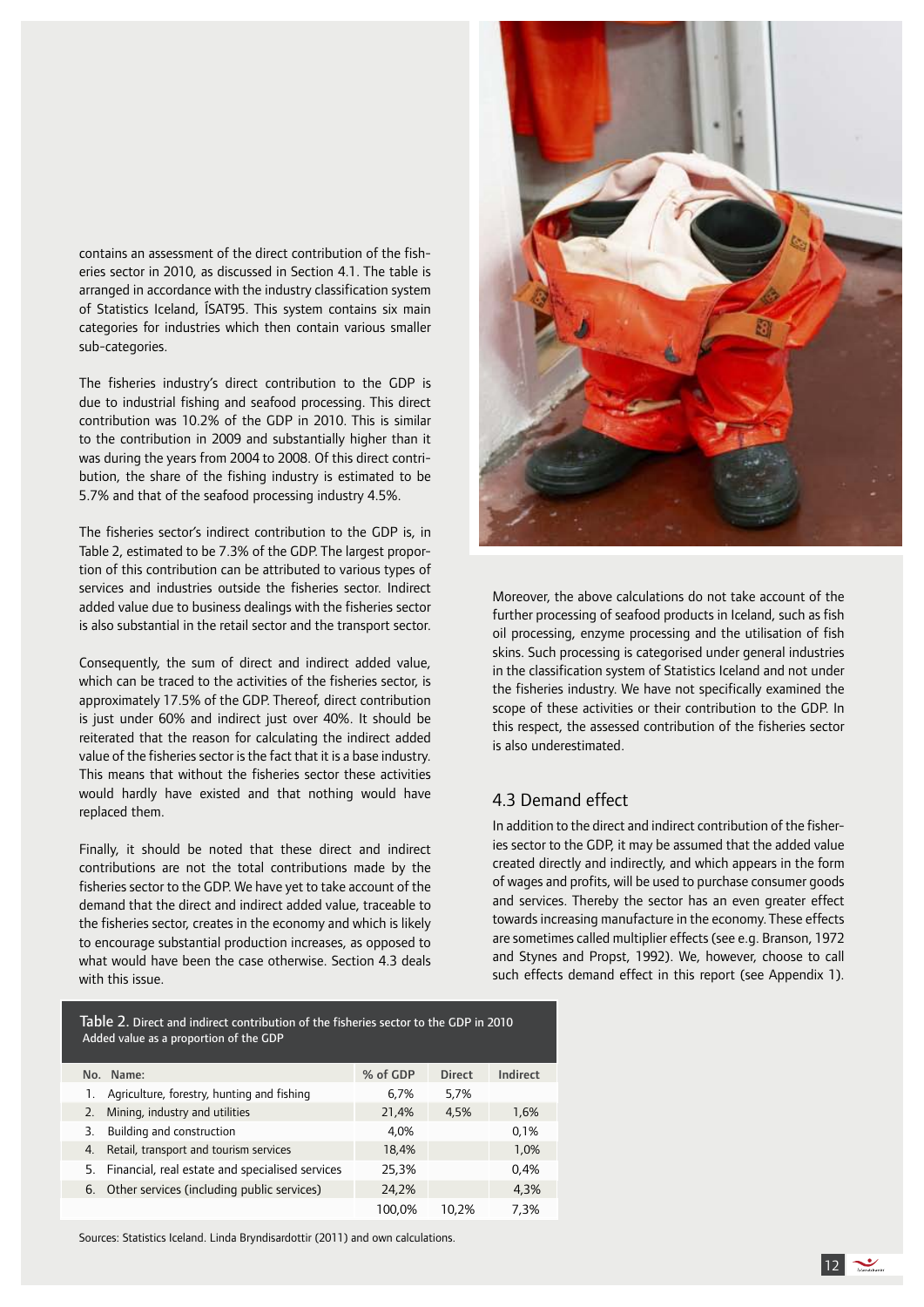contains an assessment of the direct contribution of the fisheries sector in 2010, as discussed in Section 4.1. The table is arranged in accordance with the industry classification system of Statistics Iceland, ÍSAT95. This system contains six main categories for industries which then contain various smaller sub-categories.

The fisheries industry's direct contribution to the GDP is due to industrial fishing and seafood processing. This direct contribution was 10.2% of the GDP in 2010. This is similar to the contribution in 2009 and substantially higher than it was during the years from 2004 to 2008. Of this direct contribution, the share of the fishing industry is estimated to be 5.7% and that of the seafood processing industry 4.5%.

The fisheries sector's indirect contribution to the GDP is, in Table 2, estimated to be 7.3% of the GDP. The largest proportion of this contribution can be attributed to various types of services and industries outside the fisheries sector. Indirect added value due to business dealings with the fisheries sector is also substantial in the retail sector and the transport sector.

Consequently, the sum of direct and indirect added value, which can be traced to the activities of the fisheries sector, is approximately 17.5% of the GDP. Thereof, direct contribution is just under 60% and indirect just over 40%. It should be reiterated that the reason for calculating the indirect added value of the fisheries sector is the fact that it is a base industry. This means that without the fisheries sector these activities would hardly have existed and that nothing would have replaced them.

Finally, it should be noted that these direct and indirect contributions are not the total contributions made by the fisheries sector to the GDP. We have yet to take account of the demand that the direct and indirect added value, traceable to the fisheries sector, creates in the economy and which is likely to encourage substantial production increases, as opposed to what would have been the case otherwise. Section 4.3 deals with this issue.

Moreover, the above calculations do not take account of the further processing of seafood products in Iceland, such as fish oil processing, enzyme processing and the utilisation of fish skins. Such processing is categorised under general industries in the classification system of Statistics Iceland and not under the fisheries industry. We have not specifically examined the scope of these activities or their contribution to the GDP. In this respect, the assessed contribution of the fisheries sector is also underestimated.

## 4.3 Demand effect

In addition to the direct and indirect contribution of the fisheries sector to the GDP, it may be assumed that the added value created directly and indirectly, and which appears in the form of wages and profits, will be used to purchase consumer goods and services. Thereby the sector has an even greater effect towards increasing manufacture in the economy. These effects are sometimes called multiplier effects (see e.g. Branson, 1972 and Stynes and Propst, 1992). We, however, choose to call such effects demand effect in this report (see Appendix 1).

**Table 2.** Direct and indirect contribution of the fisheries sector to the GDP in 2010
Added value as a proportion of the GDP

| No. | Name: | % of GDP | Direct | Indirect |
|---|---|---|---|---|
| 1. | Agriculture, forestry, hunting and fishing | 6,7% | 5,7% | |
| 2. | Mining, industry and utilities | 21,4% | 4,5% | 1,6% |
| 3. | Building and construction | 4,0% | | 0,1% |
| 4. | Retail, transport and tourism services | 18,4% | | 1,0% |
| 5. | Financial, real estate and specialised services | 25,3% | | 0,4% |
| 6. | Other services (including public services) | 24,2% | | 4,3% |
| | | 100,0% | 10,2% | 7,3% |

Sources: Statistics Iceland. Linda Bryndisardottir (2011) and own calculations.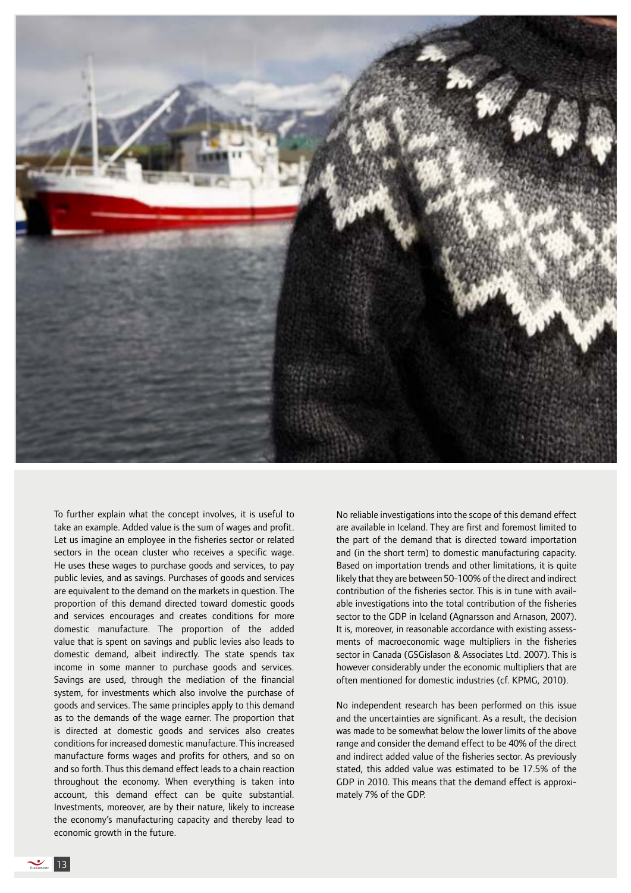To further explain what the concept involves, it is useful to take an example. Added value is the sum of wages and profit. Let us imagine an employee in the fisheries sector or related sectors in the ocean cluster who receives a specific wage. He uses these wages to purchase goods and services, to pay public levies, and as savings. Purchases of goods and services are equivalent to the demand on the markets in question. The proportion of this demand directed toward domestic goods and services encourages and creates conditions for more domestic manufacture. The proportion of the added value that is spent on savings and public levies also leads to domestic demand, albeit indirectly. The state spends tax income in some manner to purchase goods and services. Savings are used, through the mediation of the financial system, for investments which also involve the purchase of goods and services. The same principles apply to this demand as to the demands of the wage earner. The proportion that is directed at domestic goods and services also creates conditions for increased domestic manufacture. This increased manufacture forms wages and profits for others, and so on and so forth. Thus this demand effect leads to a chain reaction throughout the economy. When everything is taken into account, this demand effect can be quite substantial. Investments, moreover, are by their nature, likely to increase the economy's manufacturing capacity and thereby lead to economic growth in the future.

No reliable investigations into the scope of this demand effect are available in Iceland. They are first and foremost limited to the part of the demand that is directed toward importation and (in the short term) to domestic manufacturing capacity. Based on importation trends and other limitations, it is quite likely that they are between 50-100% of the direct and indirect contribution of the fisheries sector. This is in tune with available investigations into the total contribution of the fisheries sector to the GDP in Iceland (Agnarsson and Arnason, 2007). It is, moreover, in reasonable accordance with existing assessments of macroeconomic wage multipliers in the fisheries sector in Canada (GSGislason & Associates Ltd. 2007). This is however considerably under the economic multipliers that are often mentioned for domestic industries (cf. KPMG, 2010).

No independent research has been performed on this issue and the uncertainties are significant. As a result, the decision was made to be somewhat below the lower limits of the above range and consider the demand effect to be 40% of the direct and indirect added value of the fisheries sector. As previously stated, this added value was estimated to be 17.5% of the GDP in 2010. This means that the demand effect is approximately 7% of the GDP.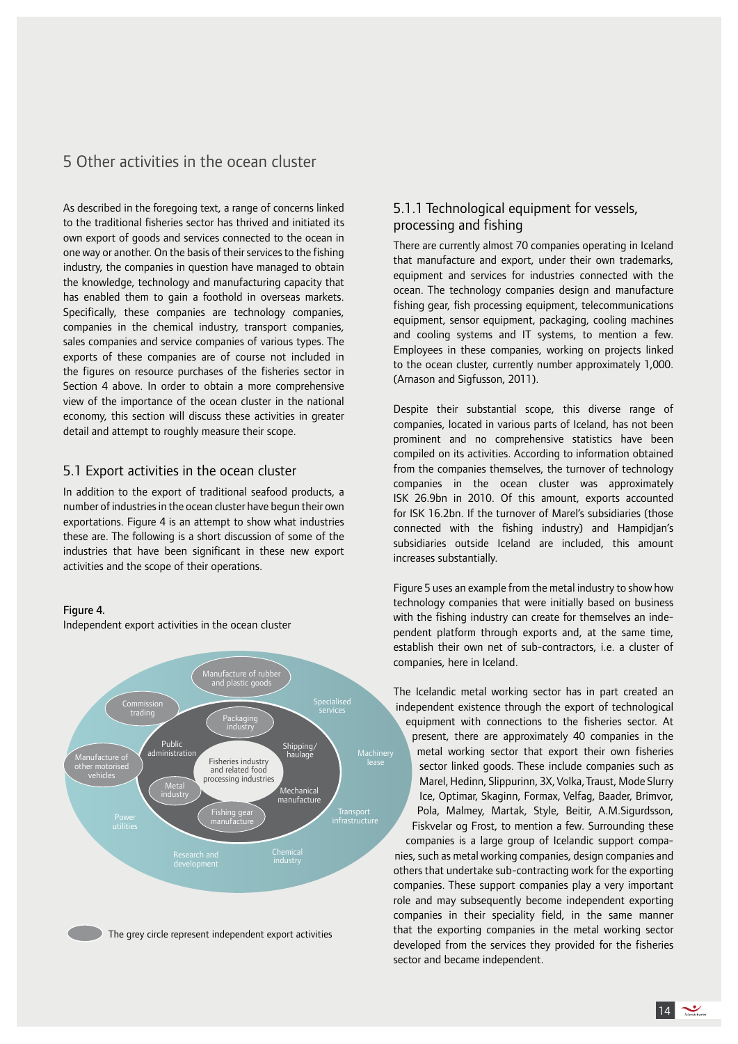## 5 Other activities in the ocean cluster

As described in the foregoing text, a range of concerns linked to the traditional fisheries sector has thrived and initiated its own export of goods and services connected to the ocean in one way or another. On the basis of their services to the fishing industry, the companies in question have managed to obtain the knowledge, technology and manufacturing capacity that has enabled them to gain a foothold in overseas markets. Specifically, these companies are technology companies, companies in the chemical industry, transport companies, sales companies and service companies of various types. The exports of these companies are of course not included in the figures on resource purchases of the fisheries sector in Section 4 above. In order to obtain a more comprehensive view of the importance of the ocean cluster in the national economy, this section will discuss these activities in greater detail and attempt to roughly measure their scope.

### 5.1 Export activities in the ocean cluster

In addition to the export of traditional seafood products, a number of industries in the ocean cluster have begun their own exportations. Figure 4 is an attempt to show what industries these are. The following is a short discussion of some of the industries that have been significant in these new export activities and the scope of their operations.

**Figure 4.**
Independent export activities in the ocean cluster

Manufacture of rubber and plastic goods
Commission trading
Specialised services
Packaging industry
Public administration
Shipping/haulage
Manufacture of other motorised vehicles
Fisheries industry and related food processing industries
Machinery lease
Metal industry
Mechanical manufacture
Power utilities
Fishing gear manufacture
Transport infrastructure
Research and development
Chemical industry

The grey circle represent independent export activities

#### 5.1.1 Technological equipment for vessels, processing and fishing

There are currently almost 70 companies operating in Iceland that manufacture and export, under their own trademarks, equipment and services for industries connected with the ocean. The technology companies design and manufacture fishing gear, fish processing equipment, telecommunications equipment, sensor equipment, packaging, cooling machines and cooling systems and IT systems, to mention a few. Employees in these companies, working on projects linked to the ocean cluster, currently number approximately 1,000. (Arnason and Sigfusson, 2011).

Despite their substantial scope, this diverse range of companies, located in various parts of Iceland, has not been prominent and no comprehensive statistics have been compiled on its activities. According to information obtained from the companies themselves, the turnover of technology companies in the ocean cluster was approximately ISK 26.9bn in 2010. Of this amount, exports accounted for ISK 16.2bn. If the turnover of Marel's subsidiaries (those connected with the fishing industry) and Hampidjan's subsidiaries outside Iceland are included, this amount increases substantially.

Figure 5 uses an example from the metal industry to show how technology companies that were initially based on business with the fishing industry can create for themselves an independent platform through exports and, at the same time, establish their own net of sub-contractors, i.e. a cluster of companies, here in Iceland.

The Icelandic metal working sector has in part created an independent existence through the export of technological equipment with connections to the fisheries sector. At present, there are approximately 40 companies in the metal working sector that export their own fisheries sector linked goods. These include companies such as Marel, Hedinn, Slippurinn, 3X, Volka, Traust, Mode Slurry Ice, Optimar, Skaginn, Formax, Velfag, Baader, Brimvor, Pola, Malmey, Martak, Style, Beitir, A.M.Sigurdsson, Fiskvelar og Frost, to mention a few. Surrounding these companies is a large group of Icelandic support companies, such as metal working companies, design companies and others that undertake sub-contracting work for the exporting companies. These support companies play a very important role and may subsequently become independent exporting companies in their speciality field, in the same manner that the exporting companies in the metal working sector developed from the services they provided for the fisheries sector and became independent.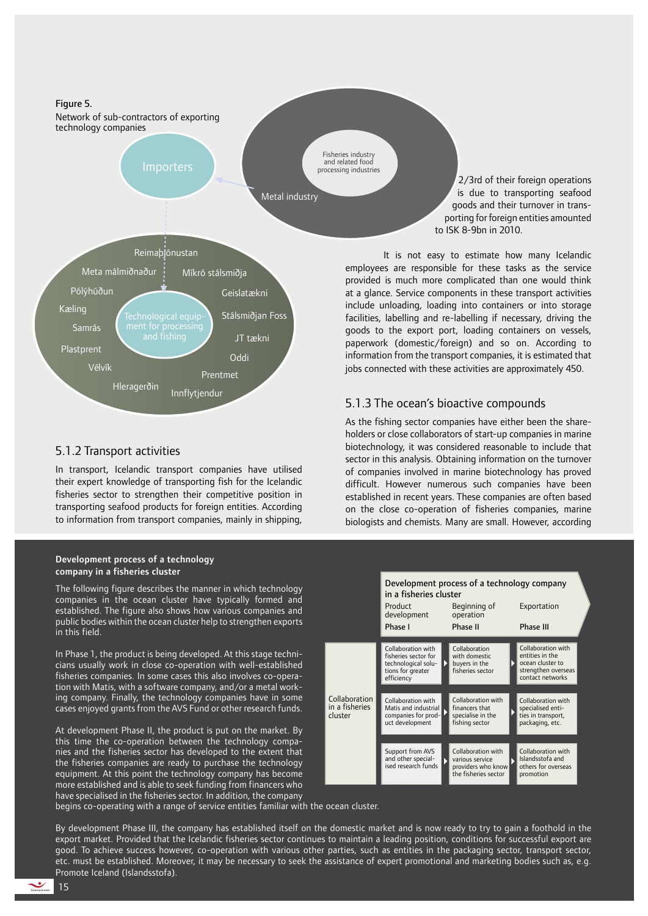Figure 5.
Network of sub-contractors of exporting technology companies

Importers

Fisheries industry and related food processing industries

Metal industry

Reimaþjónustan
Meta málmiðnaður
Míkró stálsmiðja
Pólýhúðun
Geislatækni
Kæling
Stálsmiðjan Foss
Samrás
JT tækni
Plastprent
Oddi
Vélvík
Prentmet
Hleragerðin
Innflytjendur

Technological equipment for processing and fishing

## 5.1.2 Transport activities

In transport, Icelandic transport companies have utilised their expert knowledge of transporting fish for the Icelandic fisheries sector to strengthen their competitive position in transporting seafood products for foreign entities. According to information from transport companies, mainly in shipping, 2/3rd of their foreign operations is due to transporting seafood goods and their turnover in transporting for foreign entities amounted to ISK 8-9bn in 2010.

It is not easy to estimate how many Icelandic employees are responsible for these tasks as the service provided is much more complicated than one would think at a glance. Service components in these transport activities include unloading, loading into containers or into storage facilities, labelling and re-labelling if necessary, driving the goods to the export port, loading containers on vessels, paperwork (domestic/foreign) and so on. According to information from the transport companies, it is estimated that jobs connected with these activities are approximately 450.

## 5.1.3 The ocean's bioactive compounds

As the fishing sector companies have either been the shareholders or close collaborators of start-up companies in marine biotechnology, it was considered reasonable to include that sector in this analysis. Obtaining information on the turnover of companies involved in marine biotechnology has proved difficult. However numerous such companies have been established in recent years. These companies are often based on the close co-operation of fisheries companies, marine biologists and chemists. Many are small. However, according

**Development process of a technology company in a fisheries cluster**

The following figure describes the manner in which technology companies in the ocean cluster have typically formed and established. The figure also shows how various companies and public bodies within the ocean cluster help to strengthen exports in this field.

In Phase 1, the product is being developed. At this stage technicians usually work in close co-operation with well-established fisheries companies. In some cases this also involves co-operation with Matis, with a software company, and/or a metal working company. Finally, the technology companies have in some cases enjoyed grants from the AVS Fund or other research funds.

At development Phase II, the product is put on the market. By this time the co-operation between the technology companies and the fisheries sector has developed to the extent that the fisheries companies are ready to purchase the technology equipment. At this point the technology company has become more established and is able to seek funding from financers who have specialised in the fisheries sector. In addition, the company begins co-operating with a range of service entities familiar with the ocean cluster.

By development Phase III, the company has established itself on the domestic market and is now ready to try to gain a foothold in the export market. Provided that the Icelandic fisheries sector continues to maintain a leading position, conditions for successful export are good. To achieve success however, co-operation with various other parties, such as entities in the packaging sector, transport sector, etc. must be established. Moreover, it may be necessary to seek the assistance of expert promotional and marketing bodies such as, e.g. Promote Iceland (Islandsstofa).

Development process of a technology company in a fisheries cluster

| | Product development<br>Phase I | Beginning of operation<br>Phase II | Exportation<br>Phase III |
|---|---|---|---|
| Collaboration in a fisheries cluster | Collaboration with fisheries sector for technological solutions for greater efficiency | Collaboration with domestic buyers in the fisheries sector | Collaboration with entities in the ocean cluster to strengthen overseas contact networks |
| | Collaboration with Matis and industrial companies for product development | Collaboration with financers that specialise in the fishing sector | Collaboration with specialised entities in transport, packaging, etc. |
| | Support from AVS and other specialised research funds | Collaboration with various service providers who know the fisheries sector | Collaboration with Islandsstofa and others for overseas promotion |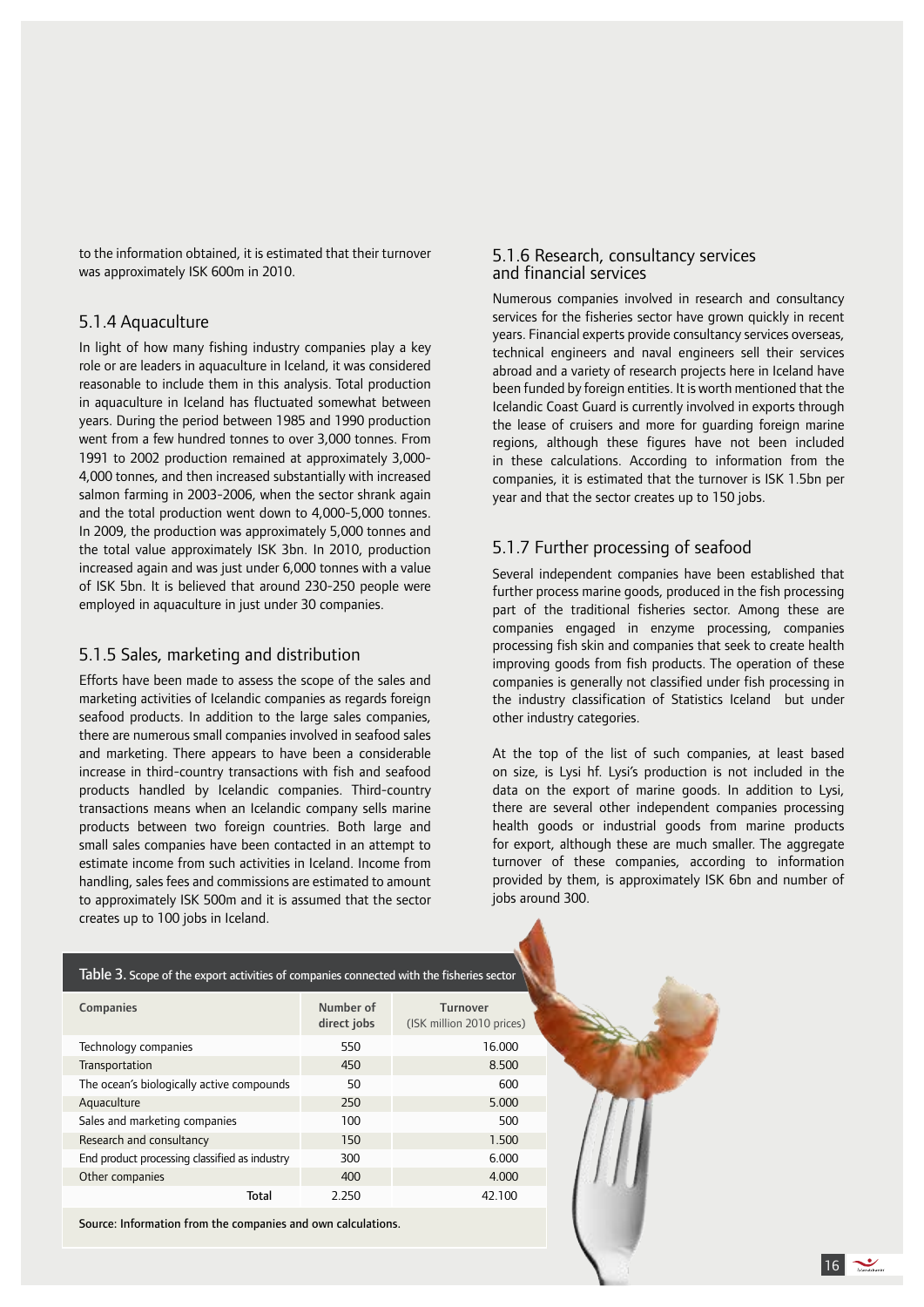to the information obtained, it is estimated that their turnover was approximately ISK 600m in 2010.

### 5.1.4 Aquaculture

In light of how many fishing industry companies play a key role or are leaders in aquaculture in Iceland, it was considered reasonable to include them in this analysis. Total production in aquaculture in Iceland has fluctuated somewhat between years. During the period between 1985 and 1990 production went from a few hundred tonnes to over 3,000 tonnes. From 1991 to 2002 production remained at approximately 3,000-4,000 tonnes, and then increased substantially with increased salmon farming in 2003-2006, when the sector shrank again and the total production went down to 4,000-5,000 tonnes. In 2009, the production was approximately 5,000 tonnes and the total value approximately ISK 3bn. In 2010, production increased again and was just under 6,000 tonnes with a value of ISK 5bn. It is believed that around 230-250 people were employed in aquaculture in just under 30 companies.

### 5.1.5 Sales, marketing and distribution

Efforts have been made to assess the scope of the sales and marketing activities of Icelandic companies as regards foreign seafood products. In addition to the large sales companies, there are numerous small companies involved in seafood sales and marketing. There appears to have been a considerable increase in third-country transactions with fish and seafood products handled by Icelandic companies. Third-country transactions means when an Icelandic company sells marine products between two foreign countries. Both large and small sales companies have been contacted in an attempt to estimate income from such activities in Iceland. Income from handling, sales fees and commissions are estimated to amount to approximately ISK 500m and it is assumed that the sector creates up to 100 jobs in Iceland.

### 5.1.6 Research, consultancy services and financial services

Numerous companies involved in research and consultancy services for the fisheries sector have grown quickly in recent years. Financial experts provide consultancy services overseas, technical engineers and naval engineers sell their services abroad and a variety of research projects here in Iceland have been funded by foreign entities. It is worth mentioned that the Icelandic Coast Guard is currently involved in exports through the lease of cruisers and more for guarding foreign marine regions, although these figures have not been included in these calculations. According to information from the companies, it is estimated that the turnover is ISK 1.5bn per year and that the sector creates up to 150 jobs.

### 5.1.7 Further processing of seafood

Several independent companies have been established that further process marine goods, produced in the fish processing part of the traditional fisheries sector. Among these are companies engaged in enzyme processing, companies processing fish skin and companies that seek to create health improving goods from fish products. The operation of these companies is generally not classified under fish processing in the industry classification of Statistics Iceland but under other industry categories.

At the top of the list of such companies, at least based on size, is Lysi hf. Lysi's production is not included in the data on the export of marine goods. In addition to Lysi, there are several other independent companies processing health goods or industrial goods from marine products for export, although these are much smaller. The aggregate turnover of these companies, according to information provided by them, is approximately ISK 6bn and number of jobs around 300.

**Table 3.** Scope of the export activities of companies connected with the fisheries sector

| Companies | Number of direct jobs | Turnover (ISK million 2010 prices) |
|---|---|---|
| Technology companies | 550 | 16.000 |
| Transportation | 450 | 8.500 |
| The ocean's biologically active compounds | 50 | 600 |
| Aquaculture | 250 | 5.000 |
| Sales and marketing companies | 100 | 500 |
| Research and consultancy | 150 | 1.500 |
| End product processing classified as industry | 300 | 6.000 |
| Other companies | 400 | 4.000 |
| Total | 2.250 | 42.100 |

Source: Information from the companies and own calculations.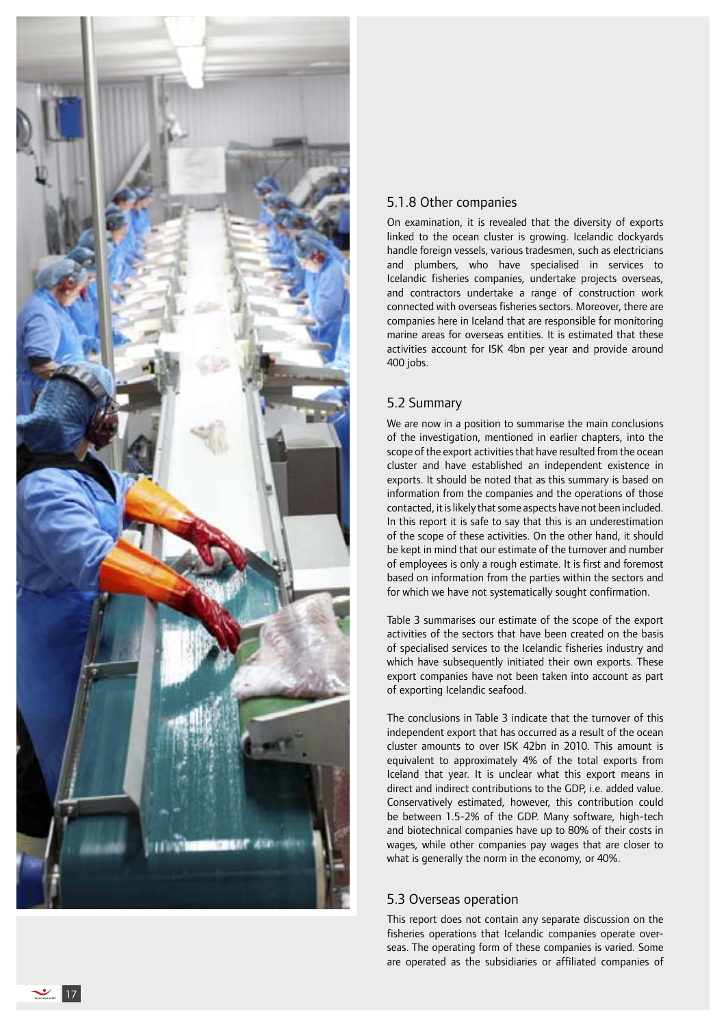### 5.1.8 Other companies

On examination, it is revealed that the diversity of exports linked to the ocean cluster is growing. Icelandic dockyards handle foreign vessels, various tradesmen, such as electricians and plumbers, who have specialised in services to Icelandic fisheries companies, undertake projects overseas, and contractors undertake a range of construction work connected with overseas fisheries sectors. Moreover, there are companies here in Iceland that are responsible for monitoring marine areas for overseas entities. It is estimated that these activities account for ISK 4bn per year and provide around 400 jobs.

## 5.2 Summary

We are now in a position to summarise the main conclusions of the investigation, mentioned in earlier chapters, into the scope of the export activities that have resulted from the ocean cluster and have established an independent existence in exports. It should be noted that as this summary is based on information from the companies and the operations of those contacted, it is likely that some aspects have not been included. In this report it is safe to say that this is an underestimation of the scope of these activities. On the other hand, it should be kept in mind that our estimate of the turnover and number of employees is only a rough estimate. It is first and foremost based on information from the parties within the sectors and for which we have not systematically sought confirmation.

Table 3 summarises our estimate of the scope of the export activities of the sectors that have been created on the basis of specialised services to the Icelandic fisheries industry and which have subsequently initiated their own exports. These export companies have not been taken into account as part of exporting Icelandic seafood.

The conclusions in Table 3 indicate that the turnover of this independent export that has occurred as a result of the ocean cluster amounts to over ISK 42bn in 2010. This amount is equivalent to approximately 4% of the total exports from Iceland that year. It is unclear what this export means in direct and indirect contributions to the GDP, i.e. added value. Conservatively estimated, however, this contribution could be between 1.5-2% of the GDP. Many software, high-tech and biotechnical companies have up to 80% of their costs in wages, while other companies pay wages that are closer to what is generally the norm in the economy, or 40%.

## 5.3 Overseas operation

This report does not contain any separate discussion on the fisheries operations that Icelandic companies operate overseas. The operating form of these companies is varied. Some are operated as the subsidiaries or affiliated companies of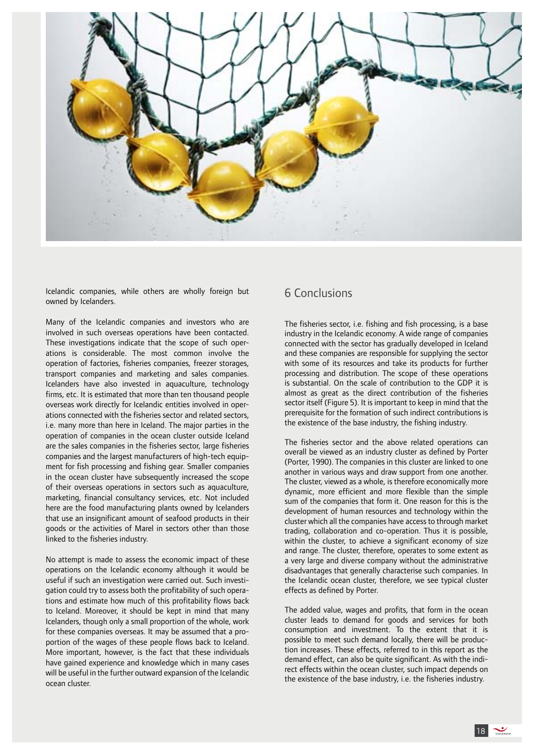Icelandic companies, while others are wholly foreign but owned by Icelanders.

Many of the Icelandic companies and investors who are involved in such overseas operations have been contacted. These investigations indicate that the scope of such operations is considerable. The most common involve the operation of factories, fisheries companies, freezer storages, transport companies and marketing and sales companies. Icelanders have also invested in aquaculture, technology firms, etc. It is estimated that more than ten thousand people overseas work directly for Icelandic entities involved in operations connected with the fisheries sector and related sectors, i.e. many more than here in Iceland. The major parties in the operation of companies in the ocean cluster outside Iceland are the sales companies in the fisheries sector, large fisheries companies and the largest manufacturers of high-tech equipment for fish processing and fishing gear. Smaller companies in the ocean cluster have subsequently increased the scope of their overseas operations in sectors such as aquaculture, marketing, financial consultancy services, etc. Not included here are the food manufacturing plants owned by Icelanders that use an insignificant amount of seafood products in their goods or the activities of Marel in sectors other than those linked to the fisheries industry.

No attempt is made to assess the economic impact of these operations on the Icelandic economy although it would be useful if such an investigation were carried out. Such investigation could try to assess both the profitability of such operations and estimate how much of this profitability flows back to Iceland. Moreover, it should be kept in mind that many Icelanders, though only a small proportion of the whole, work for these companies overseas. It may be assumed that a proportion of the wages of these people flows back to Iceland. More important, however, is the fact that these individuals have gained experience and knowledge which in many cases will be useful in the further outward expansion of the Icelandic ocean cluster.

## 6 Conclusions

The fisheries sector, i.e. fishing and fish processing, is a base industry in the Icelandic economy. A wide range of companies connected with the sector has gradually developed in Iceland and these companies are responsible for supplying the sector with some of its resources and take its products for further processing and distribution. The scope of these operations is substantial. On the scale of contribution to the GDP it is almost as great as the direct contribution of the fisheries sector itself (Figure 5). It is important to keep in mind that the prerequisite for the formation of such indirect contributions is the existence of the base industry, the fishing industry.

The fisheries sector and the above related operations can overall be viewed as an industry cluster as defined by Porter (Porter, 1990). The companies in this cluster are linked to one another in various ways and draw support from one another. The cluster, viewed as a whole, is therefore economically more dynamic, more efficient and more flexible than the simple sum of the companies that form it. One reason for this is the development of human resources and technology within the cluster which all the companies have access to through market trading, collaboration and co-operation. Thus it is possible, within the cluster, to achieve a significant economy of size and range. The cluster, therefore, operates to some extent as a very large and diverse company without the administrative disadvantages that generally characterise such companies. In the Icelandic ocean cluster, therefore, we see typical cluster effects as defined by Porter.

The added value, wages and profits, that form in the ocean cluster leads to demand for goods and services for both consumption and investment. To the extent that it is possible to meet such demand locally, there will be production increases. These effects, referred to in this report as the demand effect, can also be quite significant. As with the indirect effects within the ocean cluster, such impact depends on the existence of the base industry, i.e. the fisheries industry.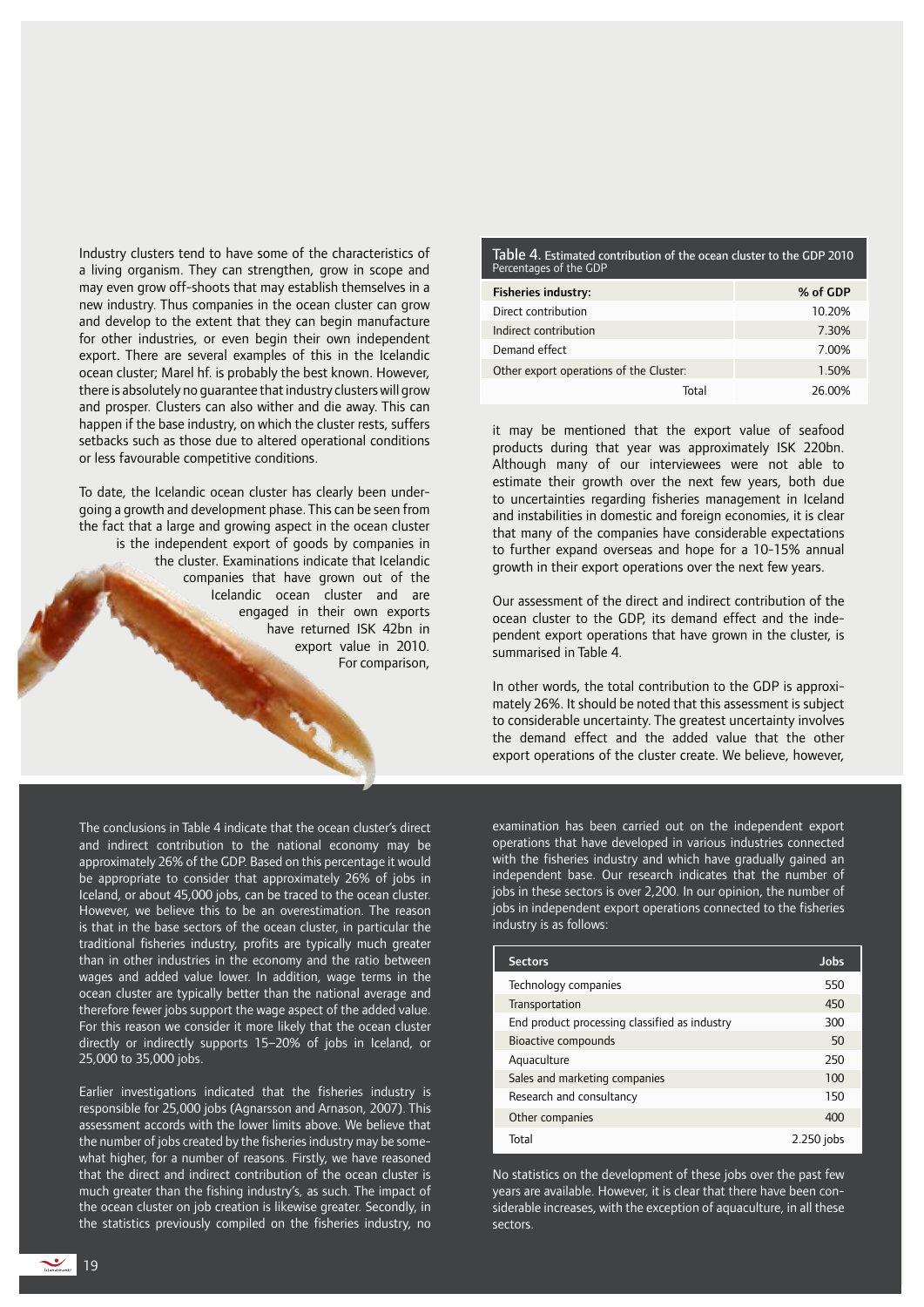Industry clusters tend to have some of the characteristics of a living organism. They can strengthen, grow in scope and may even grow off-shoots that may establish themselves in a new industry. Thus companies in the ocean cluster can grow and develop to the extent that they can begin manufacture for other industries, or even begin their own independent export. There are several examples of this in the Icelandic ocean cluster; Marel hf. is probably the best known. However, there is absolutely no guarantee that industry clusters will grow and prosper. Clusters can also wither and die away. This can happen if the base industry, on which the cluster rests, suffers setbacks such as those due to altered operational conditions or less favourable competitive conditions.

To date, the Icelandic ocean cluster has clearly been undergoing a growth and development phase. This can be seen from the fact that a large and growing aspect in the ocean cluster is the independent export of goods by companies in the cluster. Examinations indicate that Icelandic companies that have grown out of the Icelandic ocean cluster and are engaged in their own exports have returned ISK 42bn in export value in 2010. For comparison, it may be mentioned that the export value of seafood products during that year was approximately ISK 220bn. Although many of our interviewees were not able to estimate their growth over the next few years, both due to uncertainties regarding fisheries management in Iceland and instabilities in domestic and foreign economies, it is clear that many of the companies have considerable expectations to further expand overseas and hope for a 10-15% annual growth in their export operations over the next few years.

Our assessment of the direct and indirect contribution of the ocean cluster to the GDP, its demand effect and the independent export operations that have grown in the cluster, is summarised in Table 4.

**Table 4.** Estimated contribution of the ocean cluster to the GDP 2010
Percentages of the GDP

| Fisheries industry: | % of GDP |
|---|---|
| Direct contribution | 10.20% |
| Indirect contribution | 7.30% |
| Demand effect | 7.00% |
| Other export operations of the Cluster: | 1.50% |
| Total | 26.00% |

In other words, the total contribution to the GDP is approximately 26%. It should be noted that this assessment is subject to considerable uncertainty. The greatest uncertainty involves the demand effect and the added value that the other export operations of the cluster create. We believe, however,

The conclusions in Table 4 indicate that the ocean cluster's direct and indirect contribution to the national economy may be approximately 26% of the GDP. Based on this percentage it would be appropriate to consider that approximately 26% of jobs in Iceland, or about 45,000 jobs, can be traced to the ocean cluster. However, we believe this to be an overestimation. The reason is that in the base sectors of the ocean cluster, in particular the traditional fisheries industry, profits are typically much greater than in other industries in the economy and the ratio between wages and added value lower. In addition, wage terms in the ocean cluster are typically better than the national average and therefore fewer jobs support the wage aspect of the added value. For this reason we consider it more likely that the ocean cluster directly or indirectly supports 15–20% of jobs in Iceland, or 25,000 to 35,000 jobs.

Earlier investigations indicated that the fisheries industry is responsible for 25,000 jobs (Agnarsson and Arnason, 2007). This assessment accords with the lower limits above. We believe that the number of jobs created by the fisheries industry may be somewhat higher, for a number of reasons. Firstly, we have reasoned that the direct and indirect contribution of the ocean cluster is much greater than the fishing industry's, as such. The impact of the ocean cluster on job creation is likewise greater. Secondly, in the statistics previously compiled on the fisheries industry, no examination has been carried out on the independent export operations that have developed in various industries connected with the fisheries industry and which have gradually gained an independent base. Our research indicates that the number of jobs in these sectors is over 2,200. In our opinion, the number of jobs in independent export operations connected to the fisheries industry is as follows:

| Sectors | Jobs |
|---|---|
| Technology companies | 550 |
| Transportation | 450 |
| End product processing classified as industry | 300 |
| Bioactive compounds | 50 |
| Aquaculture | 250 |
| Sales and marketing companies | 100 |
| Research and consultancy | 150 |
| Other companies | 400 |
| Total | 2.250 jobs |

No statistics on the development of these jobs over the past few years are available. However, it is clear that there have been considerable increases, with the exception of aquaculture, in all these sectors.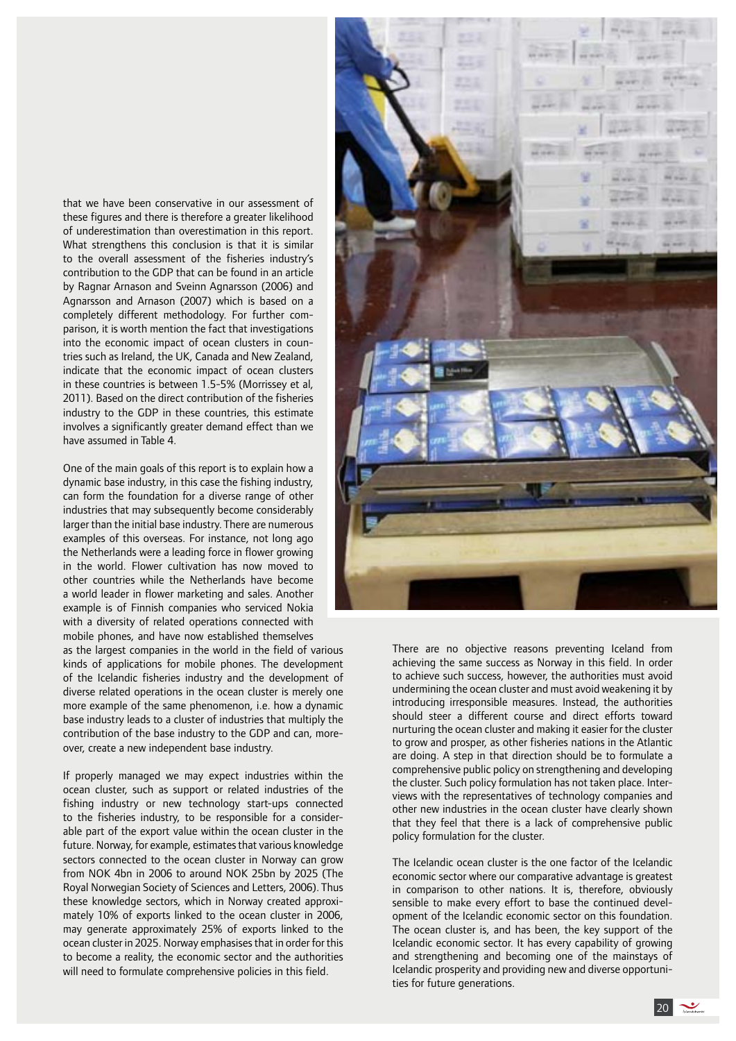that we have been conservative in our assessment of these figures and there is therefore a greater likelihood of underestimation than overestimation in this report. What strengthens this conclusion is that it is similar to the overall assessment of the fisheries industry's contribution to the GDP that can be found in an article by Ragnar Arnason and Sveinn Agnarsson (2006) and Agnarsson and Arnason (2007) which is based on a completely different methodology. For further comparison, it is worth mention the fact that investigations into the economic impact of ocean clusters in countries such as Ireland, the UK, Canada and New Zealand, indicate that the economic impact of ocean clusters in these countries is between 1.5-5% (Morrissey et al, 2011). Based on the direct contribution of the fisheries industry to the GDP in these countries, this estimate involves a significantly greater demand effect than we have assumed in Table 4.

One of the main goals of this report is to explain how a dynamic base industry, in this case the fishing industry, can form the foundation for a diverse range of other industries that may subsequently become considerably larger than the initial base industry. There are numerous examples of this overseas. For instance, not long ago the Netherlands were a leading force in flower growing in the world. Flower cultivation has now moved to other countries while the Netherlands have become a world leader in flower marketing and sales. Another example is of Finnish companies who serviced Nokia with a diversity of related operations connected with mobile phones, and have now established themselves as the largest companies in the world in the field of various kinds of applications for mobile phones. The development of the Icelandic fisheries industry and the development of diverse related operations in the ocean cluster is merely one more example of the same phenomenon, i.e. how a dynamic base industry leads to a cluster of industries that multiply the contribution of the base industry to the GDP and can, moreover, create a new independent base industry.

If properly managed we may expect industries within the ocean cluster, such as support or related industries of the fishing industry or new technology start-ups connected to the fisheries industry, to be responsible for a considerable part of the export value within the ocean cluster in the future. Norway, for example, estimates that various knowledge sectors connected to the ocean cluster in Norway can grow from NOK 4bn in 2006 to around NOK 25bn by 2025 (The Royal Norwegian Society of Sciences and Letters, 2006). Thus these knowledge sectors, which in Norway created approximately 10% of exports linked to the ocean cluster in 2006, may generate approximately 25% of exports linked to the ocean cluster in 2025. Norway emphasises that in order for this to become a reality, the economic sector and the authorities will need to formulate comprehensive policies in this field.

There are no objective reasons preventing Iceland from achieving the same success as Norway in this field. In order to achieve such success, however, the authorities must avoid undermining the ocean cluster and must avoid weakening it by introducing irresponsible measures. Instead, the authorities should steer a different course and direct efforts toward nurturing the ocean cluster and making it easier for the cluster to grow and prosper, as other fisheries nations in the Atlantic are doing. A step in that direction should be to formulate a comprehensive public policy on strengthening and developing the cluster. Such policy formulation has not taken place. Interviews with the representatives of technology companies and other new industries in the ocean cluster have clearly shown that they feel that there is a lack of comprehensive public policy formulation for the cluster.

The Icelandic ocean cluster is the one factor of the Icelandic economic sector where our comparative advantage is greatest in comparison to other nations. It is, therefore, obviously sensible to make every effort to base the continued development of the Icelandic economic sector on this foundation. The ocean cluster is, and has been, the key support of the Icelandic economic sector. It has every capability of growing and strengthening and becoming one of the mainstays of Icelandic prosperity and providing new and diverse opportunities for future generations.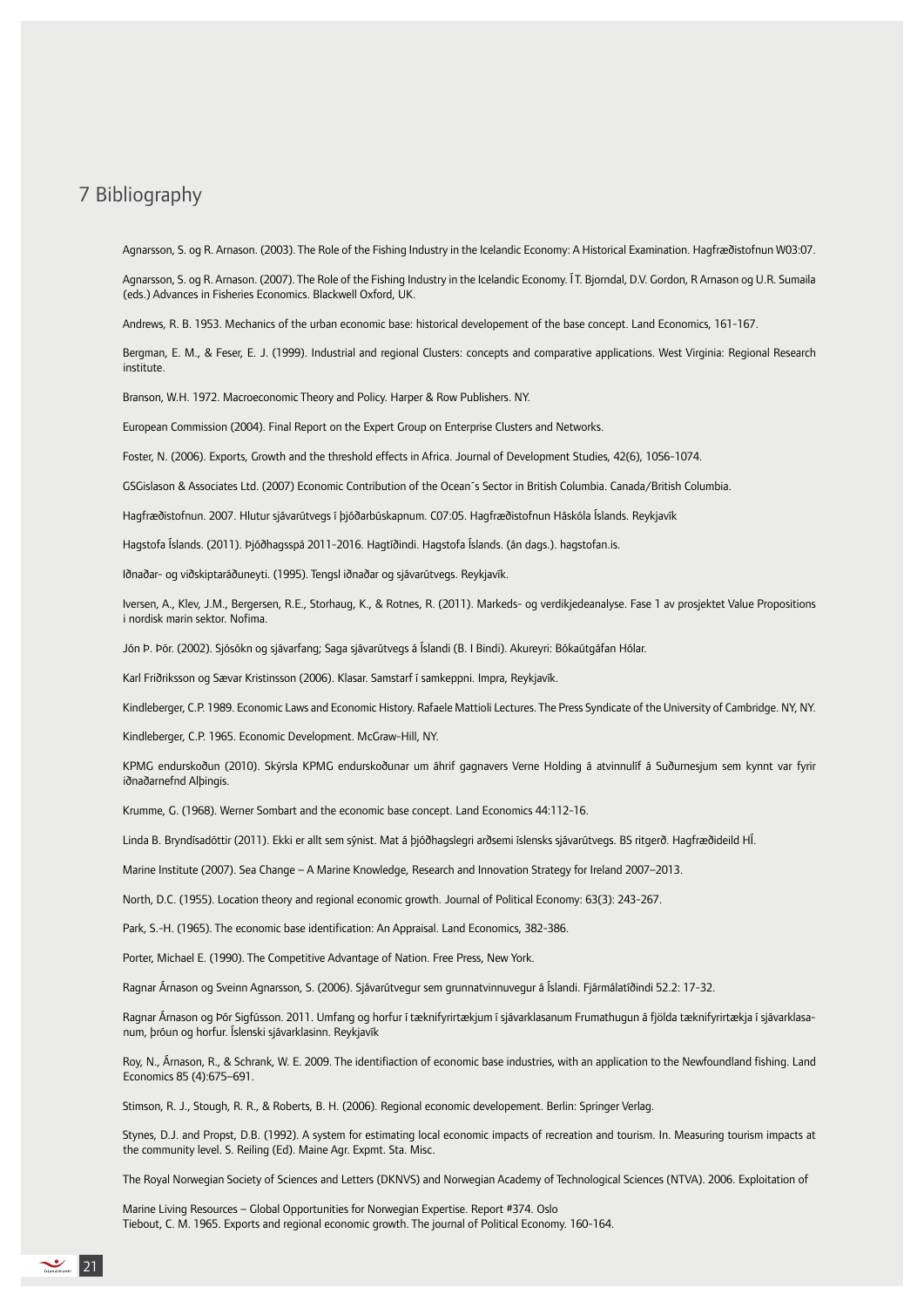# 7 Bibliography

Agnarsson, S. og R. Arnason. (2003). The Role of the Fishing Industry in the Icelandic Economy: A Historical Examination. Hagfræðistofnun W03:07.

Agnarsson, S. og R. Arnason. (2007). The Role of the Fishing Industry in the Icelandic Economy. Í T. Bjorndal, D.V. Gordon, R Arnason og U.R. Sumaila (eds.) Advances in Fisheries Economics. Blackwell Oxford, UK.

Andrews, R. B. 1953. Mechanics of the urban economic base: historical developement of the base concept. Land Economics, 161-167.

Bergman, E. M., & Feser, E. J. (1999). Industrial and regional Clusters: concepts and comparative applications. West Virginia: Regional Research institute.

Branson, W.H. 1972. Macroeconomic Theory and Policy. Harper & Row Publishers. NY.

European Commission (2004). Final Report on the Expert Group on Enterprise Clusters and Networks.

Foster, N. (2006). Exports, Growth and the threshold effects in Africa. Journal of Development Studies, 42(6), 1056-1074.

GSGislason & Associates Ltd. (2007) Economic Contribution of the Ocean´s Sector in British Columbia. Canada/British Columbia.

Hagfræðistofnun. 2007. Hlutur sjávarútvegs í þjóðarbúskapnum. C07:05. Hagfræðistofnun Háskóla Íslands. Reykjavík

Hagstofa Íslands. (2011). Þjóðhagsspá 2011-2016. Hagtíðindi. Hagstofa Íslands. (án dags.). hagstofan.is.

Iðnaðar- og viðskiptaráðuneyti. (1995). Tengsl iðnaðar og sjávarútvegs. Reykjavík.

Iversen, A., Klev, J.M., Bergersen, R.E., Storhaug, K., & Rotnes, R. (2011). Markeds- og verdikjedeanalyse. Fase 1 av prosjektet Value Propositions i nordisk marin sektor. Nofima.

Jón Þ. Þór. (2002). Sjósókn og sjávarfang; Saga sjávarútvegs á Íslandi (B. I Bindi). Akureyri: Bókaútgáfan Hólar.

Karl Friðriksson og Sævar Kristinsson (2006). Klasar. Samstarf í samkeppni. Impra, Reykjavík.

Kindleberger, C.P. 1989. Economic Laws and Economic History. Rafaele Mattioli Lectures. The Press Syndicate of the University of Cambridge. NY, NY.

Kindleberger, C.P. 1965. Economic Development. McGraw-Hill, NY.

KPMG endurskoðun (2010). Skýrsla KPMG endurskoðunar um áhrif gagnavers Verne Holding á atvinnulíf á Suðurnesjum sem kynnt var fyrir iðnaðarnefnd Alþingis.

Krumme, G. (1968). Werner Sombart and the economic base concept. Land Economics 44:112-16.

Linda B. Bryndísadóttir (2011). Ekki er allt sem sýnist. Mat á þjóðhagslegri arðsemi íslensks sjávarútvegs. BS ritgerð. Hagfræðideild HÍ.

Marine Institute (2007). Sea Change – A Marine Knowledge, Research and Innovation Strategy for Ireland 2007–2013.

North, D.C. (1955). Location theory and regional economic growth. Journal of Political Economy: 63(3): 243-267.

Park, S.-H. (1965). The economic base identification: An Appraisal. Land Economics, 382-386.

Porter, Michael E. (1990). The Competitive Advantage of Nation. Free Press, New York.

Ragnar Árnason og Sveinn Agnarsson, S. (2006). Sjávarútvegur sem grunnatvinnuvegur á Íslandi. Fjármálatíðindi 52.2: 17-32.

Ragnar Árnason og Þór Sigfússon. 2011. Umfang og horfur í tæknifyrirtækjum í sjávarklasanum Frumathugun á fjölda tæknifyrirtækja í sjávarklasanum, þróun og horfur. Íslenski sjávarklasinn. Reykjavík

Roy, N., Árnason, R., & Schrank, W. E. 2009. The identifiaction of economic base industries, with an application to the Newfoundland fishing. Land Economics 85 (4):675–691.

Stimson, R. J., Stough, R. R., & Roberts, B. H. (2006). Regional economic developement. Berlin: Springer Verlag.

Stynes, D.J. and Propst, D.B. (1992). A system for estimating local economic impacts of recreation and tourism. In. Measuring tourism impacts at the community level. S. Reiling (Ed). Maine Agr. Expmt. Sta. Misc.

The Royal Norwegian Society of Sciences and Letters (DKNVS) and Norwegian Academy of Technological Sciences (NTVA). 2006. Exploitation of

Marine Living Resources – Global Opportunities for Norwegian Expertise. Report #374. Oslo

Tiebout, C. M. 1965. Exports and regional economic growth. The journal of Political Economy. 160-164.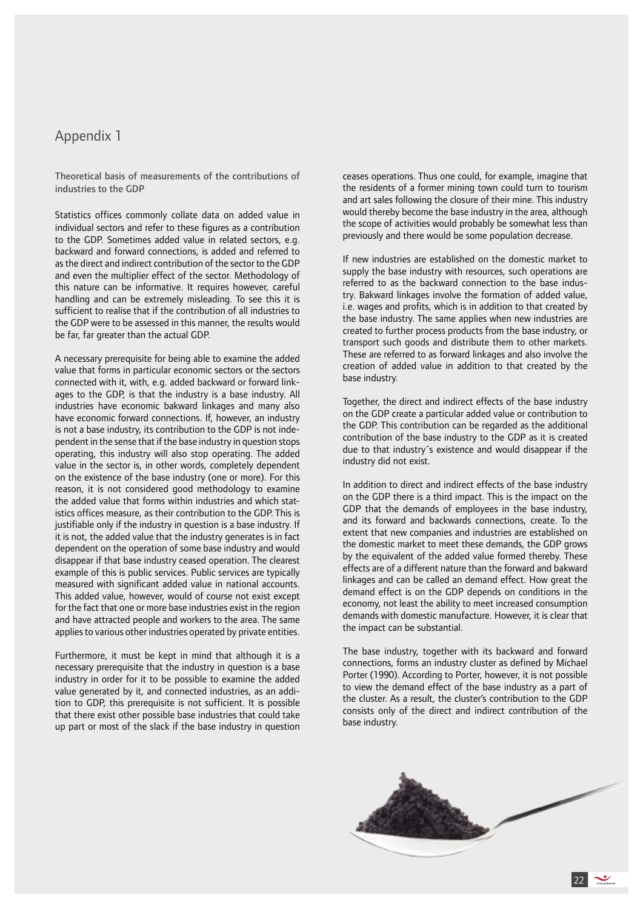# Appendix 1

## Theoretical basis of measurements of the contributions of industries to the GDP

Statistics offices commonly collate data on added value in individual sectors and refer to these figures as a contribution to the GDP. Sometimes added value in related sectors, e.g. backward and forward connections, is added and referred to as the direct and indirect contribution of the sector to the GDP and even the multiplier effect of the sector. Methodology of this nature can be informative. It requires however, careful handling and can be extremely misleading. To see this it is sufficient to realise that if the contribution of all industries to the GDP were to be assessed in this manner, the results would be far, far greater than the actual GDP.

A necessary prerequisite for being able to examine the added value that forms in particular economic sectors or the sectors connected with it, with, e.g. added backward or forward linkages to the GDP, is that the industry is a base industry. All industries have economic bakward linkages and many also have economic forward connections. If, however, an industry is not a base industry, its contribution to the GDP is not independent in the sense that if the base industry in question stops operating, this industry will also stop operating. The added value in the sector is, in other words, completely dependent on the existence of the base industry (one or more). For this reason, it is not considered good methodology to examine the added value that forms within industries and which statistics offices measure, as their contribution to the GDP. This is justifiable only if the industry in question is a base industry. If it is not, the added value that the industry generates is in fact dependent on the operation of some base industry and would disappear if that base industry ceased operation. The clearest example of this is public services. Public services are typically measured with significant added value in national accounts. This added value, however, would of course not exist except for the fact that one or more base industries exist in the region and have attracted people and workers to the area. The same applies to various other industries operated by private entities.

Furthermore, it must be kept in mind that although it is a necessary prerequisite that the industry in question is a base industry in order for it to be possible to examine the added value generated by it, and connected industries, as an addition to GDP, this prerequisite is not sufficient. It is possible that there exist other possible base industries that could take up part or most of the slack if the base industry in question ceases operations. Thus one could, for example, imagine that the residents of a former mining town could turn to tourism and art sales following the closure of their mine. This industry would thereby become the base industry in the area, although the scope of activities would probably be somewhat less than previously and there would be some population decrease.

If new industries are established on the domestic market to supply the base industry with resources, such operations are referred to as the backward connection to the base industry. Bakward linkages involve the formation of added value, i.e. wages and profits, which is in addition to that created by the base industry. The same applies when new industries are created to further process products from the base industry, or transport such goods and distribute them to other markets. These are referred to as forward linkages and also involve the creation of added value in addition to that created by the base industry.

Together, the direct and indirect effects of the base industry on the GDP create a particular added value or contribution to the GDP. This contribution can be regarded as the additional contribution of the base industry to the GDP as it is created due to that industry´s existence and would disappear if the industry did not exist.

In addition to direct and indirect effects of the base industry on the GDP there is a third impact. This is the impact on the GDP that the demands of employees in the base industry, and its forward and backwards connections, create. To the extent that new companies and industries are established on the domestic market to meet these demands, the GDP grows by the equivalent of the added value formed thereby. These effects are of a different nature than the forward and bakward linkages and can be called an demand effect. How great the demand effect is on the GDP depends on conditions in the economy, not least the ability to meet increased consumption demands with domestic manufacture. However, it is clear that the impact can be substantial.

The base industry, together with its backward and forward connections, forms an industry cluster as defined by Michael Porter (1990). According to Porter, however, it is not possible to view the demand effect of the base industry as a part of the cluster. As a result, the cluster's contribution to the GDP consists only of the direct and indirect contribution of the base industry.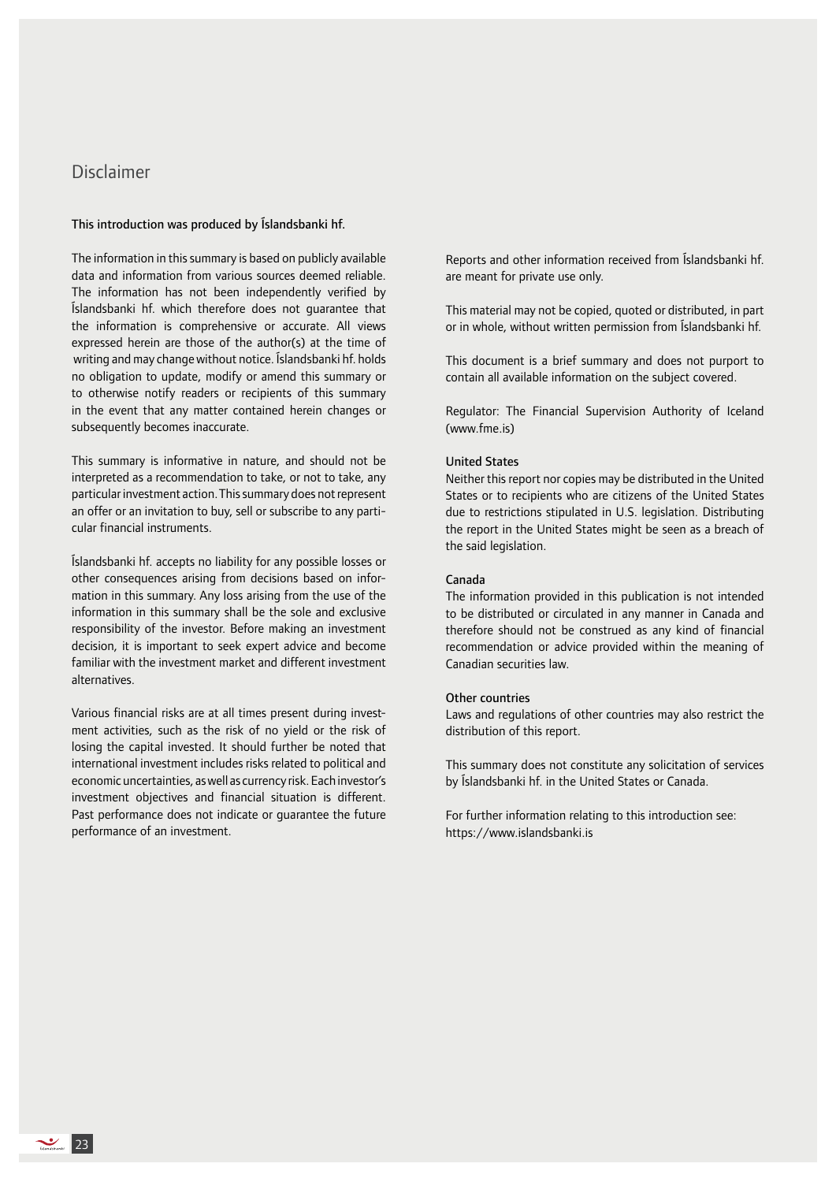## Disclaimer

**This introduction was produced by Íslandsbanki hf.**

The information in this summary is based on publicly available data and information from various sources deemed reliable. The information has not been independently verified by Íslandsbanki hf. which therefore does not guarantee that the information is comprehensive or accurate. All views expressed herein are those of the author(s) at the time of writing and may change without notice. Íslandsbanki hf. holds no obligation to update, modify or amend this summary or to otherwise notify readers or recipients of this summary in the event that any matter contained herein changes or subsequently becomes inaccurate.

This summary is informative in nature, and should not be interpreted as a recommendation to take, or not to take, any particular investment action. This summary does not represent an offer or an invitation to buy, sell or subscribe to any particular financial instruments.

Íslandsbanki hf. accepts no liability for any possible losses or other consequences arising from decisions based on information in this summary. Any loss arising from the use of the information in this summary shall be the sole and exclusive responsibility of the investor. Before making an investment decision, it is important to seek expert advice and become familiar with the investment market and different investment alternatives.

Various financial risks are at all times present during investment activities, such as the risk of no yield or the risk of losing the capital invested. It should further be noted that international investment includes risks related to political and economic uncertainties, as well as currency risk. Each investor's investment objectives and financial situation is different. Past performance does not indicate or guarantee the future performance of an investment.

Reports and other information received from Íslandsbanki hf. are meant for private use only.

This material may not be copied, quoted or distributed, in part or in whole, without written permission from Íslandsbanki hf.

This document is a brief summary and does not purport to contain all available information on the subject covered.

Regulator: The Financial Supervision Authority of Iceland (www.fme.is)

**United States**

Neither this report nor copies may be distributed in the United States or to recipients who are citizens of the United States due to restrictions stipulated in U.S. legislation. Distributing the report in the United States might be seen as a breach of the said legislation.

**Canada**

The information provided in this publication is not intended to be distributed or circulated in any manner in Canada and therefore should not be construed as any kind of financial recommendation or advice provided within the meaning of Canadian securities law.

**Other countries**

Laws and regulations of other countries may also restrict the distribution of this report.

This summary does not constitute any solicitation of services by Íslandsbanki hf. in the United States or Canada.

For further information relating to this introduction see: https://www.islandsbanki.is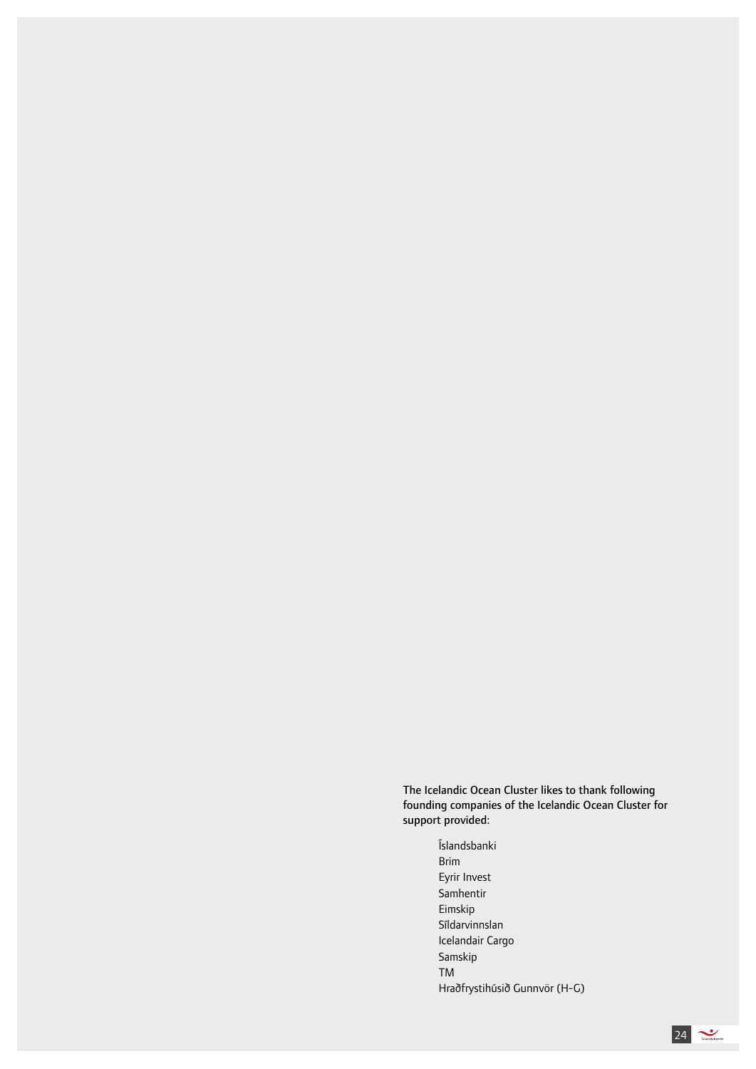**The Icelandic Ocean Cluster likes to thank following founding companies of the Icelandic Ocean Cluster for support provided:**

- Íslandsbanki
- Brim
- Eyrir Invest
- Samhentir
- Eimskip
- Síldarvinnslan
- Icelandair Cargo
- Samskip
- TM
- Hraðfrystihúsið Gunnvör (H-G)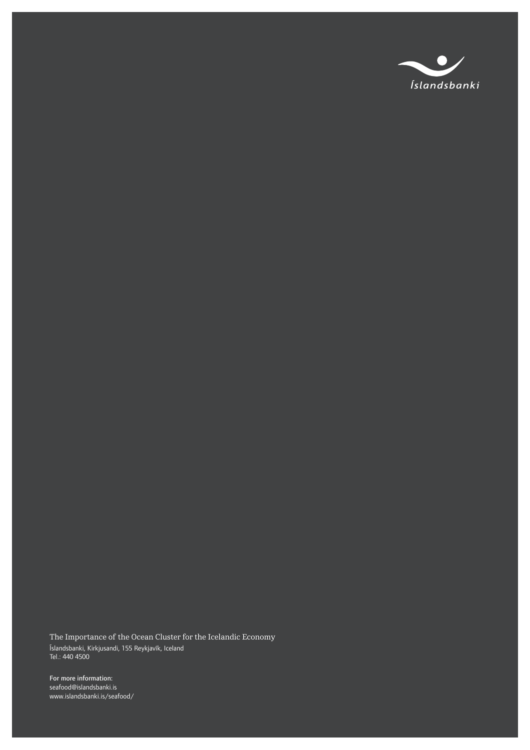Íslandsbanki

The Importance of the Ocean Cluster for the Icelandic Economy
Íslandsbanki, Kirkjusandi, 155 Reykjavík, Iceland
Tel.: 440 4500

For more information:
seafood@islandsbanki.is
www.islandsbanki.is/seafood/